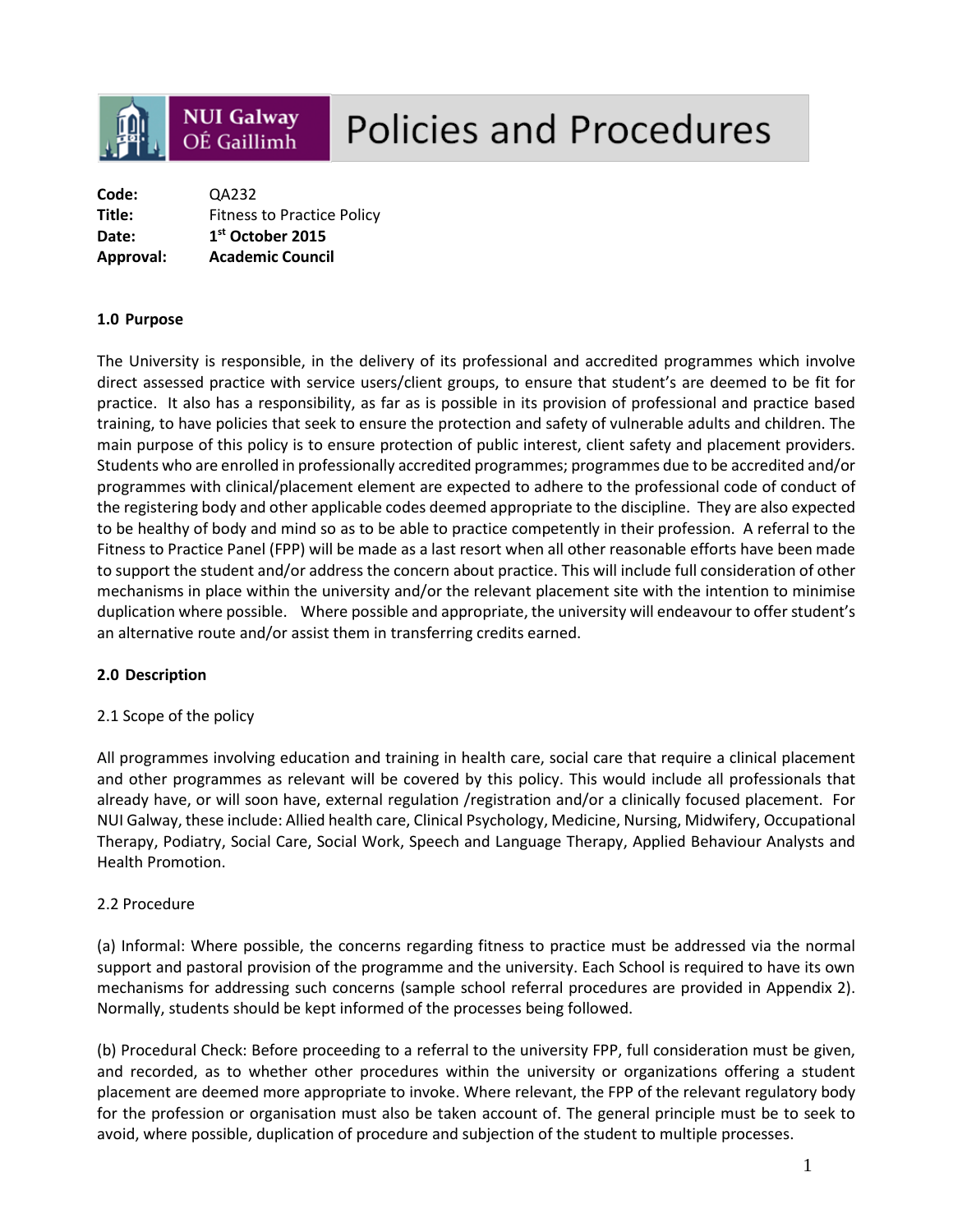# Policies and Procedures

**Code:** QA232
**Title:** Fitness to Practice Policy
**Date:** **1st October 2015**
**Approval:** **Academic Council**

## 1.0 Purpose

The University is responsible, in the delivery of its professional and accredited programmes which involve direct assessed practice with service users/client groups, to ensure that student's are deemed to be fit for practice. It also has a responsibility, as far as is possible in its provision of professional and practice based training, to have policies that seek to ensure the protection and safety of vulnerable adults and children. The main purpose of this policy is to ensure protection of public interest, client safety and placement providers. Students who are enrolled in professionally accredited programmes; programmes due to be accredited and/or programmes with clinical/placement element are expected to adhere to the professional code of conduct of the registering body and other applicable codes deemed appropriate to the discipline. They are also expected to be healthy of body and mind so as to be able to practice competently in their profession. A referral to the Fitness to Practice Panel (FPP) will be made as a last resort when all other reasonable efforts have been made to support the student and/or address the concern about practice. This will include full consideration of other mechanisms in place within the university and/or the relevant placement site with the intention to minimise duplication where possible. Where possible and appropriate, the university will endeavour to offer student's an alternative route and/or assist them in transferring credits earned.

## 2.0 Description

### 2.1 Scope of the policy

All programmes involving education and training in health care, social care that require a clinical placement and other programmes as relevant will be covered by this policy. This would include all professionals that already have, or will soon have, external regulation /registration and/or a clinically focused placement. For NUI Galway, these include: Allied health care, Clinical Psychology, Medicine, Nursing, Midwifery, Occupational Therapy, Podiatry, Social Care, Social Work, Speech and Language Therapy, Applied Behaviour Analysts and Health Promotion.

### 2.2 Procedure

(a) Informal: Where possible, the concerns regarding fitness to practice must be addressed via the normal support and pastoral provision of the programme and the university. Each School is required to have its own mechanisms for addressing such concerns (sample school referral procedures are provided in Appendix 2). Normally, students should be kept informed of the processes being followed.

(b) Procedural Check: Before proceeding to a referral to the university FPP, full consideration must be given, and recorded, as to whether other procedures within the university or organizations offering a student placement are deemed more appropriate to invoke. Where relevant, the FPP of the relevant regulatory body for the profession or organisation must also be taken account of. The general principle must be to seek to avoid, where possible, duplication of procedure and subjection of the student to multiple processes.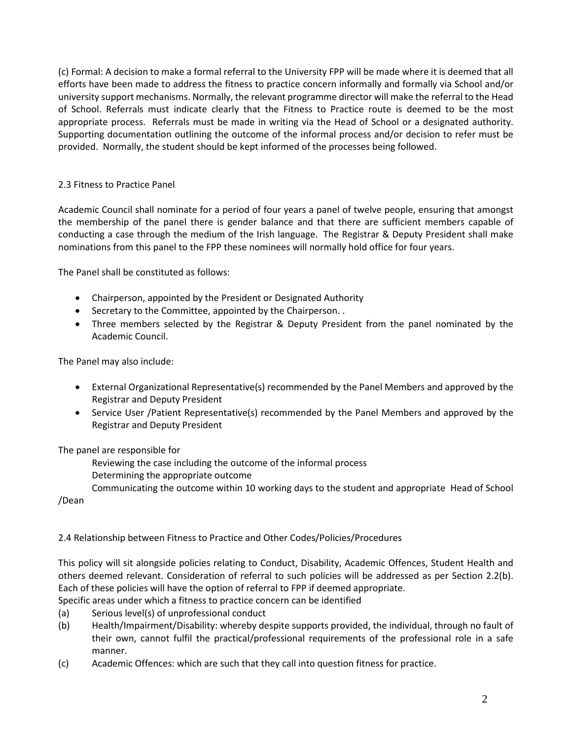(c) Formal: A decision to make a formal referral to the University FPP will be made where it is deemed that all efforts have been made to address the fitness to practice concern informally and formally via School and/or university support mechanisms. Normally, the relevant programme director will make the referral to the Head of School. Referrals must indicate clearly that the Fitness to Practice route is deemed to be the most appropriate process. Referrals must be made in writing via the Head of School or a designated authority. Supporting documentation outlining the outcome of the informal process and/or decision to refer must be provided. Normally, the student should be kept informed of the processes being followed.

## 2.3 Fitness to Practice Panel

Academic Council shall nominate for a period of four years a panel of twelve people, ensuring that amongst the membership of the panel there is gender balance and that there are sufficient members capable of conducting a case through the medium of the Irish language. The Registrar & Deputy President shall make nominations from this panel to the FPP these nominees will normally hold office for four years.

The Panel shall be constituted as follows:

- Chairperson, appointed by the President or Designated Authority
- Secretary to the Committee, appointed by the Chairperson. .
- Three members selected by the Registrar & Deputy President from the panel nominated by the Academic Council.

The Panel may also include:

- External Organizational Representative(s) recommended by the Panel Members and approved by the Registrar and Deputy President
- Service User /Patient Representative(s) recommended by the Panel Members and approved by the Registrar and Deputy President

The panel are responsible for

Reviewing the case including the outcome of the informal process

Determining the appropriate outcome

Communicating the outcome within 10 working days to the student and appropriate Head of School /Dean

## 2.4 Relationship between Fitness to Practice and Other Codes/Policies/Procedures

This policy will sit alongside policies relating to Conduct, Disability, Academic Offences, Student Health and others deemed relevant. Consideration of referral to such policies will be addressed as per Section 2.2(b). Each of these policies will have the option of referral to FPP if deemed appropriate.

Specific areas under which a fitness to practice concern can be identified

(a) Serious level(s) of unprofessional conduct

(b) Health/Impairment/Disability: whereby despite supports provided, the individual, through no fault of their own, cannot fulfil the practical/professional requirements of the professional role in a safe manner.

(c) Academic Offences: which are such that they call into question fitness for practice.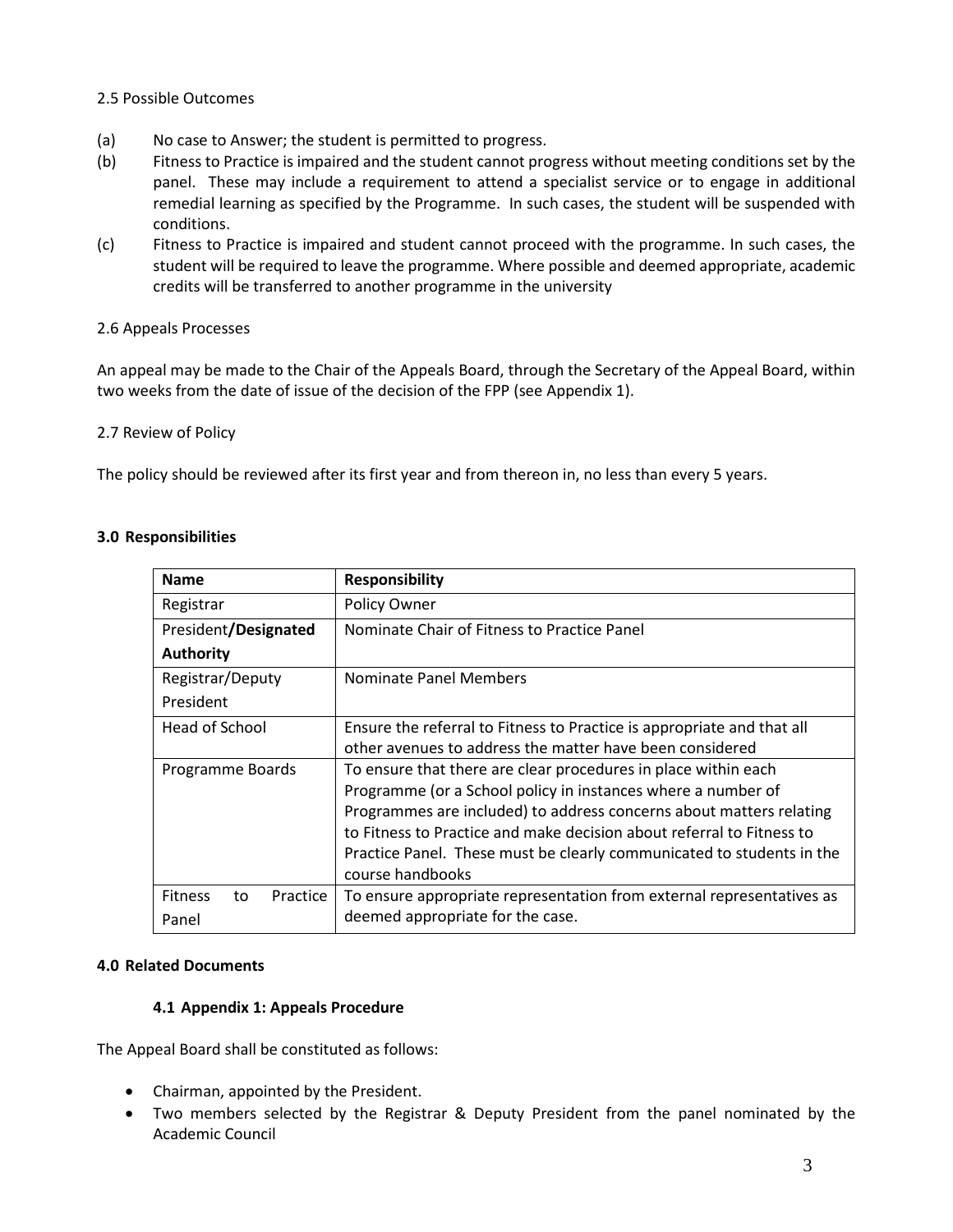2.5 Possible Outcomes

(a) No case to Answer; the student is permitted to progress.

(b) Fitness to Practice is impaired and the student cannot progress without meeting conditions set by the panel. These may include a requirement to attend a specialist service or to engage in additional remedial learning as specified by the Programme. In such cases, the student will be suspended with conditions.

(c) Fitness to Practice is impaired and student cannot proceed with the programme. In such cases, the student will be required to leave the programme. Where possible and deemed appropriate, academic credits will be transferred to another programme in the university

2.6 Appeals Processes

An appeal may be made to the Chair of the Appeals Board, through the Secretary of the Appeal Board, within two weeks from the date of issue of the decision of the FPP (see Appendix 1).

2.7 Review of Policy

The policy should be reviewed after its first year and from thereon in, no less than every 5 years.

## 3.0 Responsibilities

| **Name** | **Responsibility** |
|---|---|
| Registrar | Policy Owner |
| President/**Designated Authority** | Nominate Chair of Fitness to Practice Panel |
| Registrar/Deputy President | Nominate Panel Members |
| Head of School | Ensure the referral to Fitness to Practice is appropriate and that all other avenues to address the matter have been considered |
| Programme Boards | To ensure that there are clear procedures in place within each Programme (or a School policy in instances where a number of Programmes are included) to address concerns about matters relating to Fitness to Practice and make decision about referral to Fitness to Practice Panel. These must be clearly communicated to students in the course handbooks |
| Fitness to Practice Panel | To ensure appropriate representation from external representatives as deemed appropriate for the case. |

## 4.0 Related Documents

### 4.1 Appendix 1: Appeals Procedure

The Appeal Board shall be constituted as follows:

- Chairman, appointed by the President.
- Two members selected by the Registrar & Deputy President from the panel nominated by the Academic Council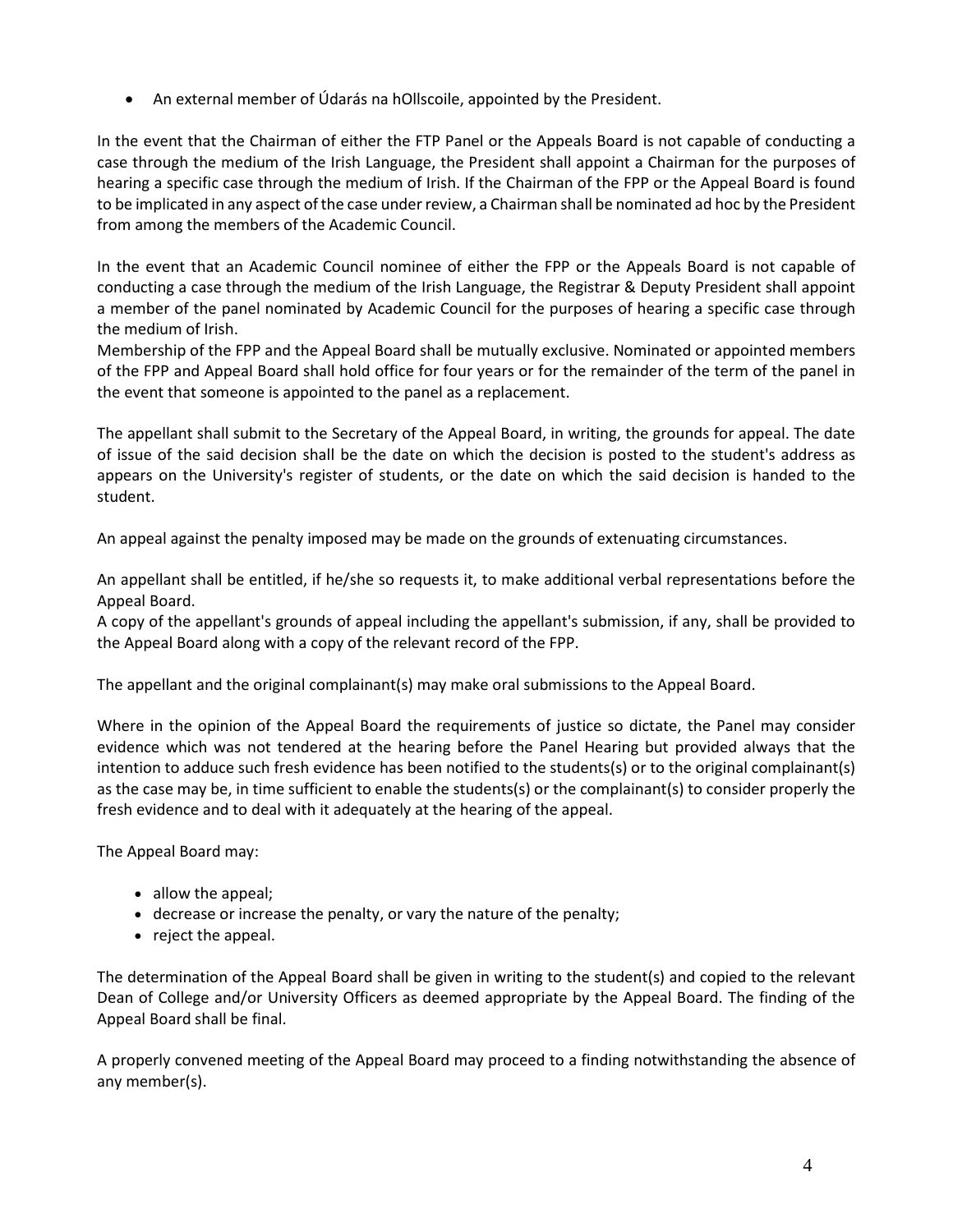- An external member of Údarás na hOllscoile, appointed by the President.

In the event that the Chairman of either the FTP Panel or the Appeals Board is not capable of conducting a case through the medium of the Irish Language, the President shall appoint a Chairman for the purposes of hearing a specific case through the medium of Irish. If the Chairman of the FPP or the Appeal Board is found to be implicated in any aspect of the case under review, a Chairman shall be nominated ad hoc by the President from among the members of the Academic Council.

In the event that an Academic Council nominee of either the FPP or the Appeals Board is not capable of conducting a case through the medium of the Irish Language, the Registrar & Deputy President shall appoint a member of the panel nominated by Academic Council for the purposes of hearing a specific case through the medium of Irish.

Membership of the FPP and the Appeal Board shall be mutually exclusive. Nominated or appointed members of the FPP and Appeal Board shall hold office for four years or for the remainder of the term of the panel in the event that someone is appointed to the panel as a replacement.

The appellant shall submit to the Secretary of the Appeal Board, in writing, the grounds for appeal. The date of issue of the said decision shall be the date on which the decision is posted to the student's address as appears on the University's register of students, or the date on which the said decision is handed to the student.

An appeal against the penalty imposed may be made on the grounds of extenuating circumstances.

An appellant shall be entitled, if he/she so requests it, to make additional verbal representations before the Appeal Board.

A copy of the appellant's grounds of appeal including the appellant's submission, if any, shall be provided to the Appeal Board along with a copy of the relevant record of the FPP.

The appellant and the original complainant(s) may make oral submissions to the Appeal Board.

Where in the opinion of the Appeal Board the requirements of justice so dictate, the Panel may consider evidence which was not tendered at the hearing before the Panel Hearing but provided always that the intention to adduce such fresh evidence has been notified to the students(s) or to the original complainant(s) as the case may be, in time sufficient to enable the students(s) or the complainant(s) to consider properly the fresh evidence and to deal with it adequately at the hearing of the appeal.

The Appeal Board may:

- allow the appeal;
- decrease or increase the penalty, or vary the nature of the penalty;
- reject the appeal.

The determination of the Appeal Board shall be given in writing to the student(s) and copied to the relevant Dean of College and/or University Officers as deemed appropriate by the Appeal Board. The finding of the Appeal Board shall be final.

A properly convened meeting of the Appeal Board may proceed to a finding notwithstanding the absence of any member(s).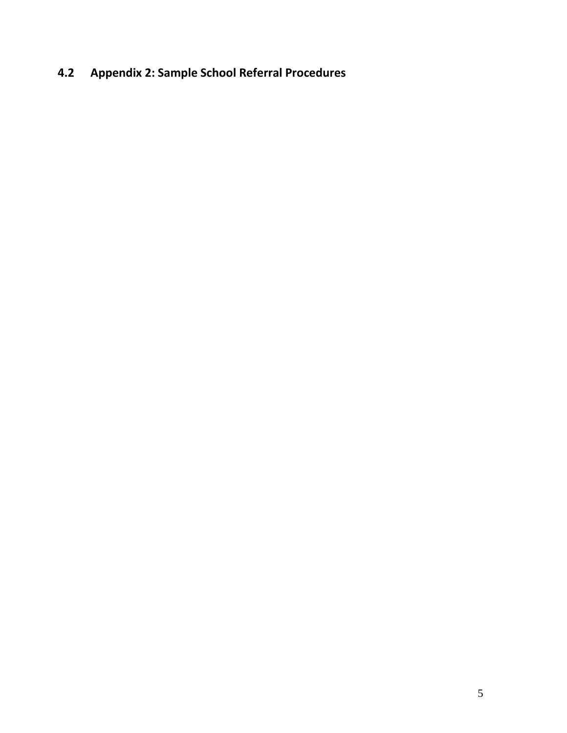## 4.2 Appendix 2: Sample School Referral Procedures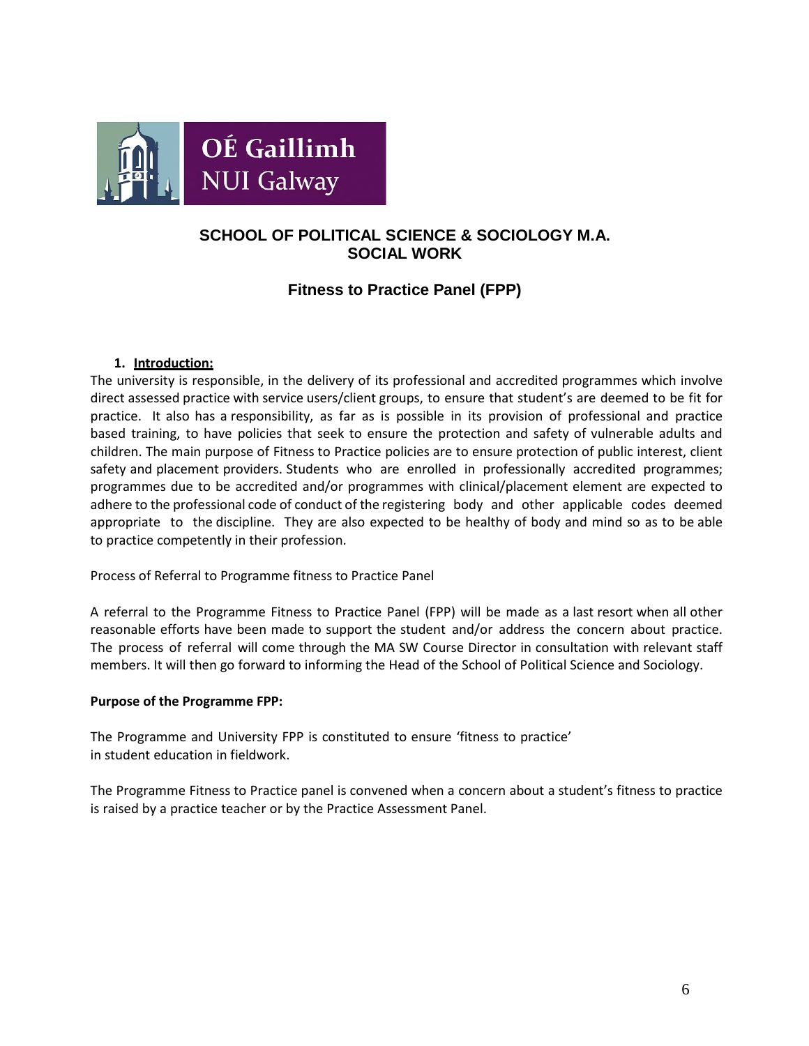OÉ Gaillimh
NUI Galway

## SCHOOL OF POLITICAL SCIENCE & SOCIOLOGY M.A. SOCIAL WORK

### Fitness to Practice Panel (FPP)

1. **Introduction:**

The university is responsible, in the delivery of its professional and accredited programmes which involve direct assessed practice with service users/client groups, to ensure that student's are deemed to be fit for practice. It also has a responsibility, as far as is possible in its provision of professional and practice based training, to have policies that seek to ensure the protection and safety of vulnerable adults and children. The main purpose of Fitness to Practice policies are to ensure protection of public interest, client safety and placement providers. Students who are enrolled in professionally accredited programmes; programmes due to be accredited and/or programmes with clinical/placement element are expected to adhere to the professional code of conduct of the registering body and other applicable codes deemed appropriate to the discipline. They are also expected to be healthy of body and mind so as to be able to practice competently in their profession.

Process of Referral to Programme fitness to Practice Panel

A referral to the Programme Fitness to Practice Panel (FPP) will be made as a last resort when all other reasonable efforts have been made to support the student and/or address the concern about practice. The process of referral will come through the MA SW Course Director in consultation with relevant staff members. It will then go forward to informing the Head of the School of Political Science and Sociology.

**Purpose of the Programme FPP:**

The Programme and University FPP is constituted to ensure 'fitness to practice' in student education in fieldwork.

The Programme Fitness to Practice panel is convened when a concern about a student's fitness to practice is raised by a practice teacher or by the Practice Assessment Panel.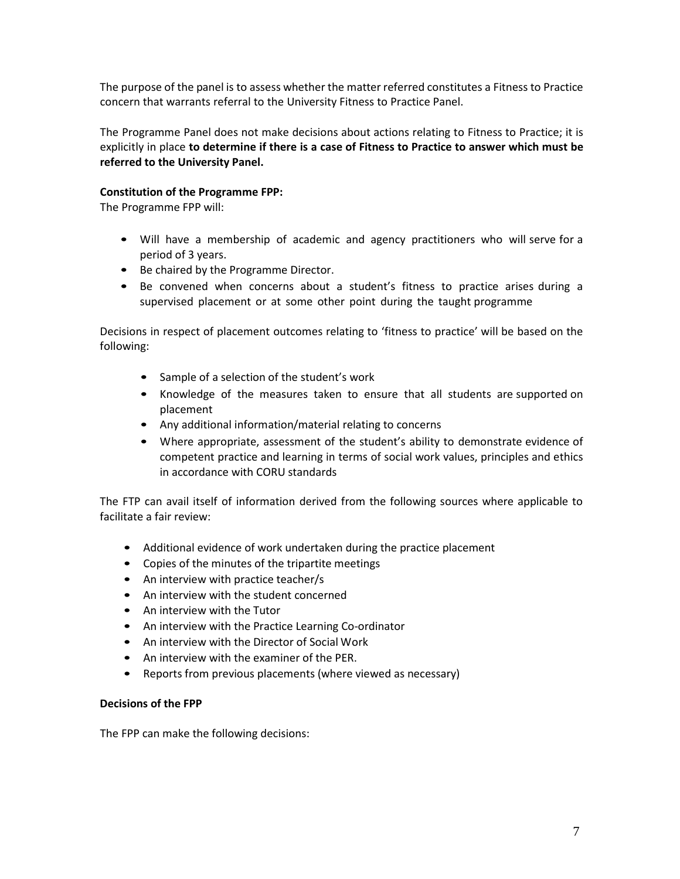The purpose of the panel is to assess whether the matter referred constitutes a Fitness to Practice concern that warrants referral to the University Fitness to Practice Panel.

The Programme Panel does not make decisions about actions relating to Fitness to Practice; it is explicitly in place **to determine if there is a case of Fitness to Practice to answer which must be referred to the University Panel.**

**Constitution of the Programme FPP:**

The Programme FPP will:

- Will have a membership of academic and agency practitioners who will serve for a period of 3 years.
- Be chaired by the Programme Director.
- Be convened when concerns about a student's fitness to practice arises during a supervised placement or at some other point during the taught programme

Decisions in respect of placement outcomes relating to 'fitness to practice' will be based on the following:

- Sample of a selection of the student's work
- Knowledge of the measures taken to ensure that all students are supported on placement
- Any additional information/material relating to concerns
- Where appropriate, assessment of the student's ability to demonstrate evidence of competent practice and learning in terms of social work values, principles and ethics in accordance with CORU standards

The FTP can avail itself of information derived from the following sources where applicable to facilitate a fair review:

- Additional evidence of work undertaken during the practice placement
- Copies of the minutes of the tripartite meetings
- An interview with practice teacher/s
- An interview with the student concerned
- An interview with the Tutor
- An interview with the Practice Learning Co-ordinator
- An interview with the Director of Social Work
- An interview with the examiner of the PER.
- Reports from previous placements (where viewed as necessary)

**Decisions of the FPP**

The FPP can make the following decisions: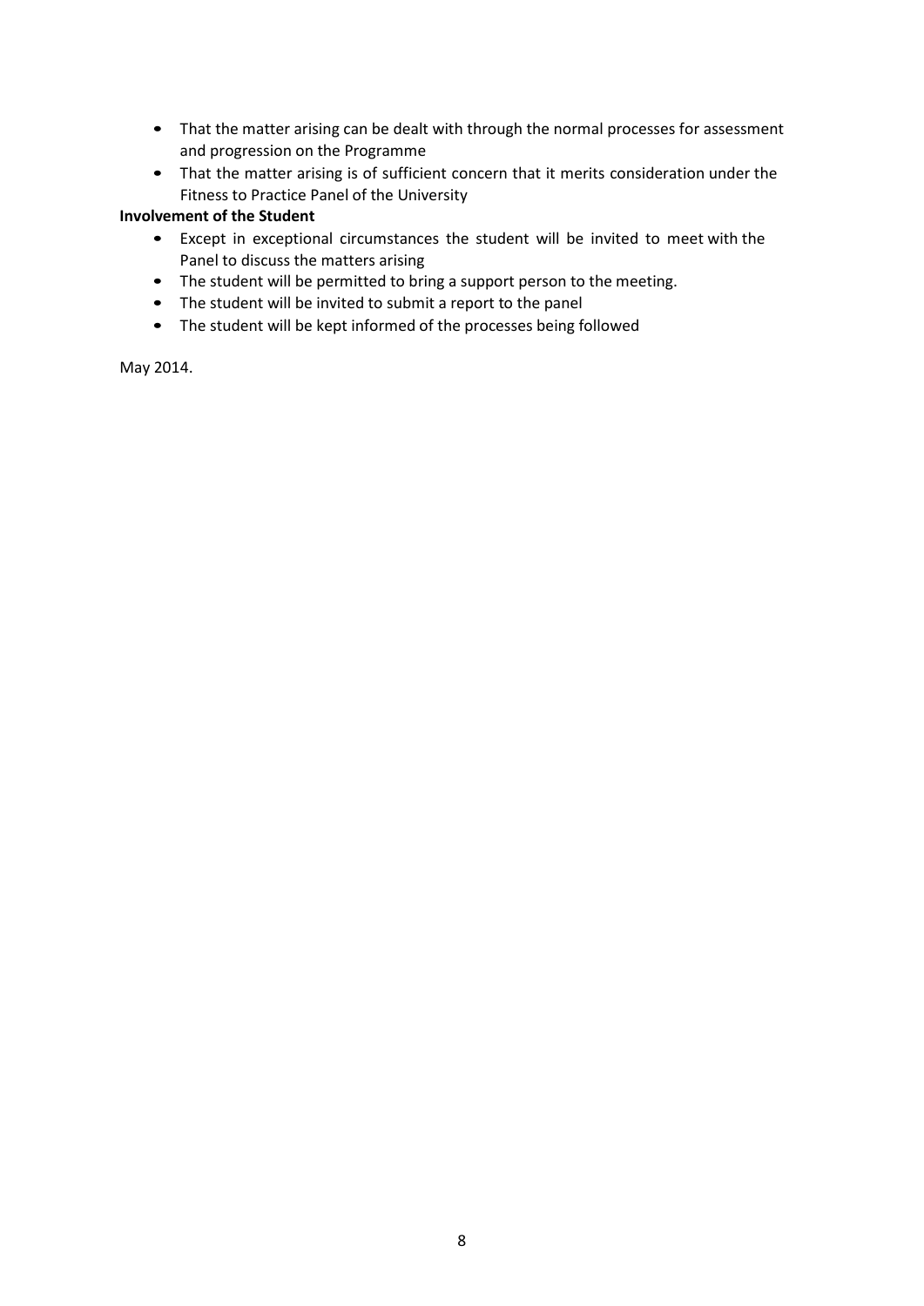- That the matter arising can be dealt with through the normal processes for assessment and progression on the Programme
- That the matter arising is of sufficient concern that it merits consideration under the Fitness to Practice Panel of the University

**Involvement of the Student**

- Except in exceptional circumstances the student will be invited to meet with the Panel to discuss the matters arising
- The student will be permitted to bring a support person to the meeting.
- The student will be invited to submit a report to the panel
- The student will be kept informed of the processes being followed

May 2014.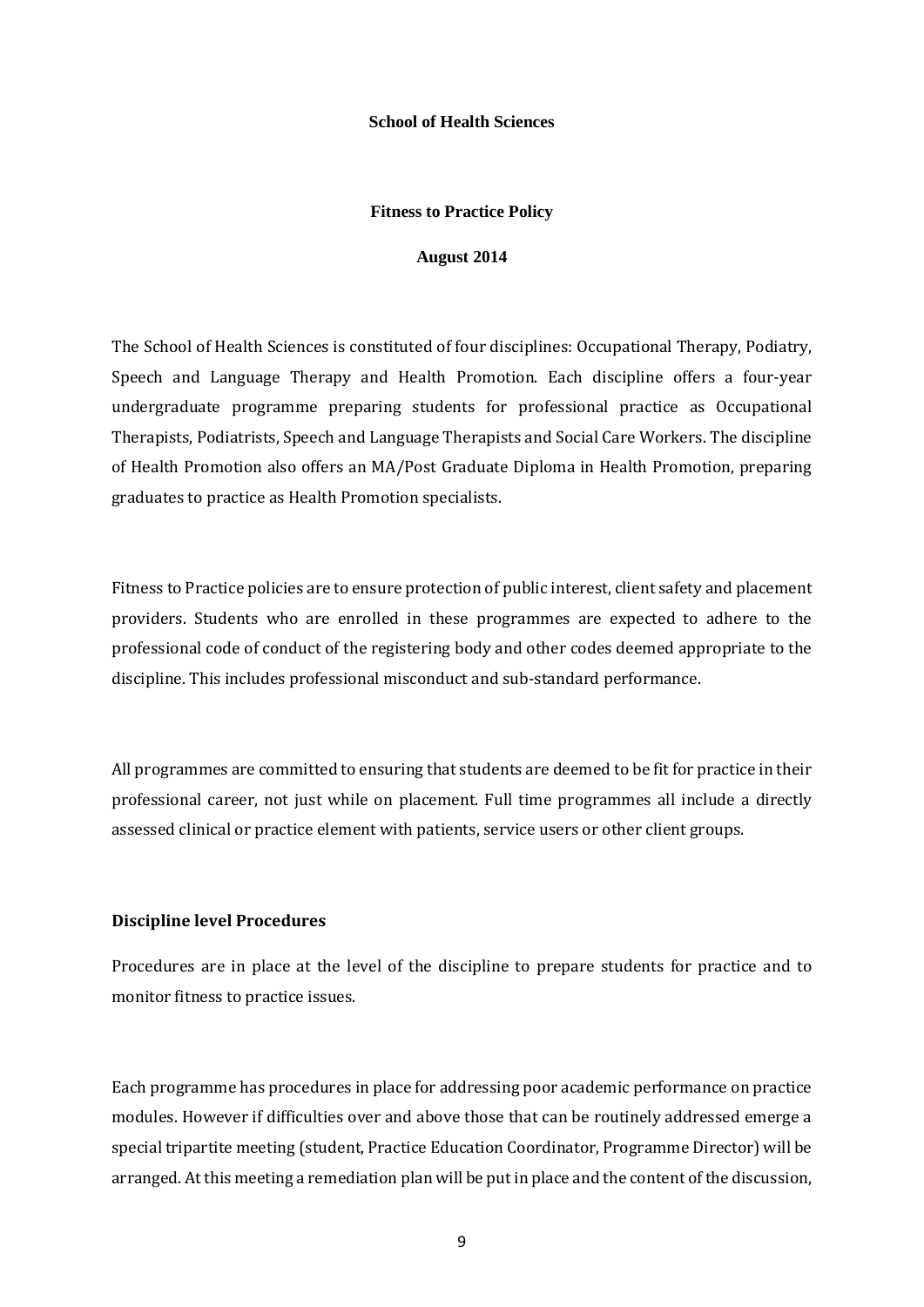**School of Health Sciences**

**Fitness to Practice Policy**

**August 2014**

The School of Health Sciences is constituted of four disciplines: Occupational Therapy, Podiatry, Speech and Language Therapy and Health Promotion. Each discipline offers a four-year undergraduate programme preparing students for professional practice as Occupational Therapists, Podiatrists, Speech and Language Therapists and Social Care Workers. The discipline of Health Promotion also offers an MA/Post Graduate Diploma in Health Promotion, preparing graduates to practice as Health Promotion specialists.

Fitness to Practice policies are to ensure protection of public interest, client safety and placement providers. Students who are enrolled in these programmes are expected to adhere to the professional code of conduct of the registering body and other codes deemed appropriate to the discipline. This includes professional misconduct and sub-standard performance.

All programmes are committed to ensuring that students are deemed to be fit for practice in their professional career, not just while on placement. Full time programmes all include a directly assessed clinical or practice element with patients, service users or other client groups.

**Discipline level Procedures**

Procedures are in place at the level of the discipline to prepare students for practice and to monitor fitness to practice issues.

Each programme has procedures in place for addressing poor academic performance on practice modules. However if difficulties over and above those that can be routinely addressed emerge a special tripartite meeting (student, Practice Education Coordinator, Programme Director) will be arranged. At this meeting a remediation plan will be put in place and the content of the discussion,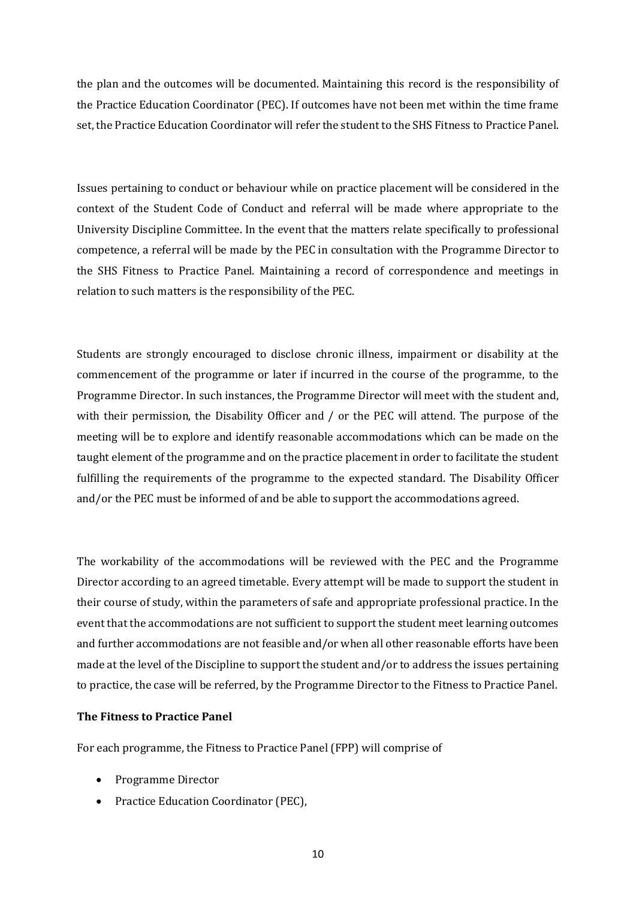the plan and the outcomes will be documented. Maintaining this record is the responsibility of the Practice Education Coordinator (PEC). If outcomes have not been met within the time frame set, the Practice Education Coordinator will refer the student to the SHS Fitness to Practice Panel.

Issues pertaining to conduct or behaviour while on practice placement will be considered in the context of the Student Code of Conduct and referral will be made where appropriate to the University Discipline Committee. In the event that the matters relate specifically to professional competence, a referral will be made by the PEC in consultation with the Programme Director to the SHS Fitness to Practice Panel. Maintaining a record of correspondence and meetings in relation to such matters is the responsibility of the PEC.

Students are strongly encouraged to disclose chronic illness, impairment or disability at the commencement of the programme or later if incurred in the course of the programme, to the Programme Director. In such instances, the Programme Director will meet with the student and, with their permission, the Disability Officer and / or the PEC will attend. The purpose of the meeting will be to explore and identify reasonable accommodations which can be made on the taught element of the programme and on the practice placement in order to facilitate the student fulfilling the requirements of the programme to the expected standard. The Disability Officer and/or the PEC must be informed of and be able to support the accommodations agreed.

The workability of the accommodations will be reviewed with the PEC and the Programme Director according to an agreed timetable. Every attempt will be made to support the student in their course of study, within the parameters of safe and appropriate professional practice. In the event that the accommodations are not sufficient to support the student meet learning outcomes and further accommodations are not feasible and/or when all other reasonable efforts have been made at the level of the Discipline to support the student and/or to address the issues pertaining to practice, the case will be referred, by the Programme Director to the Fitness to Practice Panel.

**The Fitness to Practice Panel**

For each programme, the Fitness to Practice Panel (FPP) will comprise of

- Programme Director
- Practice Education Coordinator (PEC),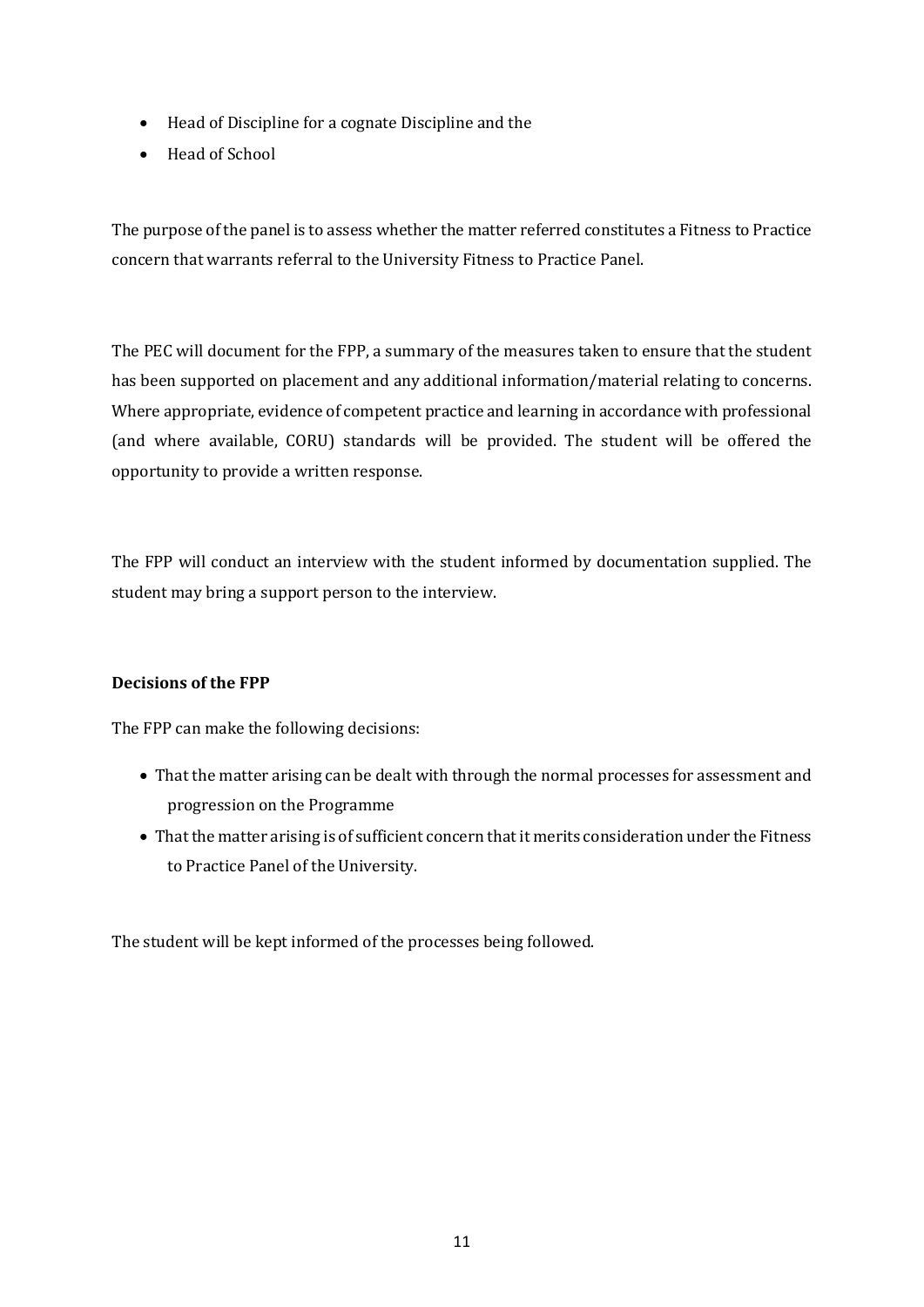- Head of Discipline for a cognate Discipline and the
- Head of School

The purpose of the panel is to assess whether the matter referred constitutes a Fitness to Practice concern that warrants referral to the University Fitness to Practice Panel.

The PEC will document for the FPP, a summary of the measures taken to ensure that the student has been supported on placement and any additional information/material relating to concerns. Where appropriate, evidence of competent practice and learning in accordance with professional (and where available, CORU) standards will be provided. The student will be offered the opportunity to provide a written response.

The FPP will conduct an interview with the student informed by documentation supplied. The student may bring a support person to the interview.

**Decisions of the FPP**

The FPP can make the following decisions:

- That the matter arising can be dealt with through the normal processes for assessment and progression on the Programme
- That the matter arising is of sufficient concern that it merits consideration under the Fitness to Practice Panel of the University.

The student will be kept informed of the processes being followed.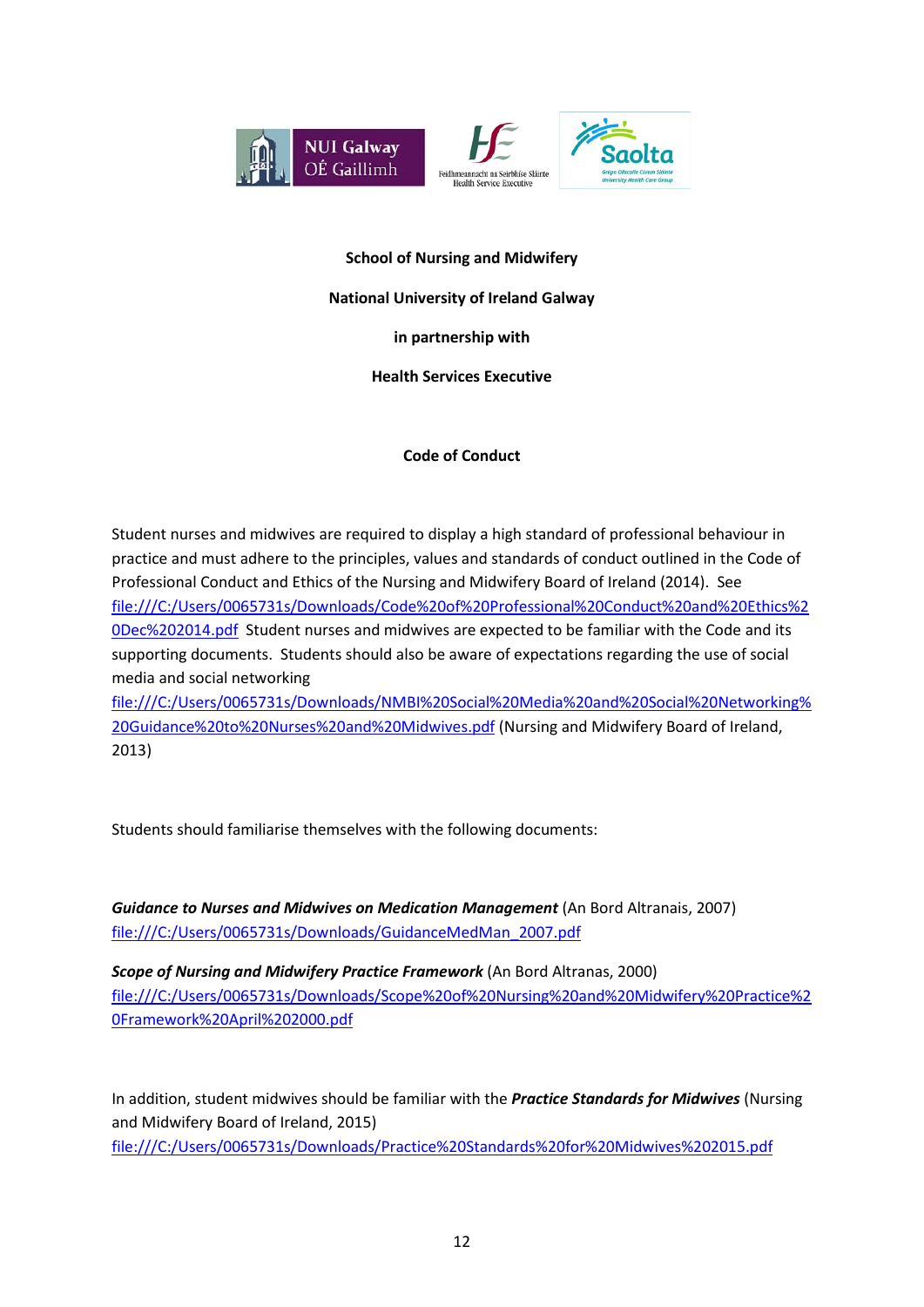**School of Nursing and Midwifery**

**National University of Ireland Galway**

**in partnership with**

**Health Services Executive**

**Code of Conduct**

Student nurses and midwives are required to display a high standard of professional behaviour in practice and must adhere to the principles, values and standards of conduct outlined in the Code of Professional Conduct and Ethics of the Nursing and Midwifery Board of Ireland (2014). See file:///C:/Users/0065731s/Downloads/Code%20of%20Professional%20Conduct%20and%20Ethics%20Dec%202014.pdf Student nurses and midwives are expected to be familiar with the Code and its supporting documents. Students should also be aware of expectations regarding the use of social media and social networking file:///C:/Users/0065731s/Downloads/NMBI%20Social%20Media%20and%20Social%20Networking%20Guidance%20to%20Nurses%20and%20Midwives.pdf (Nursing and Midwifery Board of Ireland, 2013)

Students should familiarise themselves with the following documents:

***Guidance to Nurses and Midwives on Medication Management*** (An Bord Altranais, 2007)
file:///C:/Users/0065731s/Downloads/GuidanceMedMan_2007.pdf

***Scope of Nursing and Midwifery Practice Framework*** (An Bord Altranas, 2000)
file:///C:/Users/0065731s/Downloads/Scope%20of%20Nursing%20and%20Midwifery%20Practice%20Framework%20April%202000.pdf

In addition, student midwives should be familiar with the ***Practice Standards for Midwives*** (Nursing and Midwifery Board of Ireland, 2015)
file:///C:/Users/0065731s/Downloads/Practice%20Standards%20for%20Midwives%202015.pdf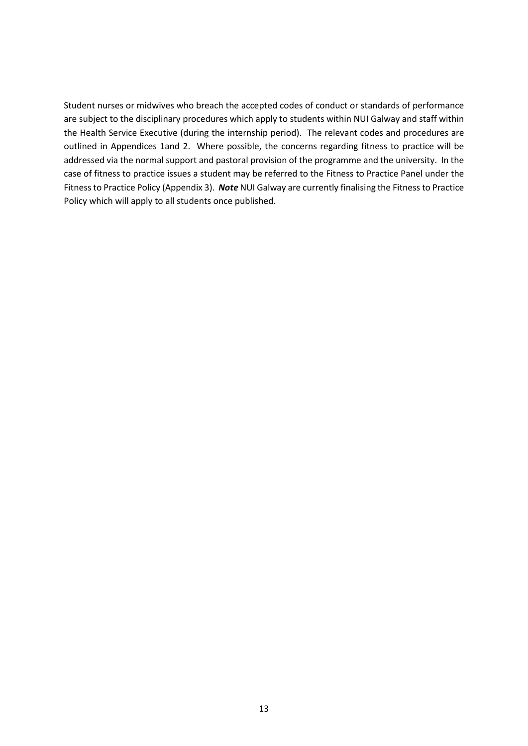Student nurses or midwives who breach the accepted codes of conduct or standards of performance are subject to the disciplinary procedures which apply to students within NUI Galway and staff within the Health Service Executive (during the internship period). The relevant codes and procedures are outlined in Appendices 1and 2. Where possible, the concerns regarding fitness to practice will be addressed via the normal support and pastoral provision of the programme and the university. In the case of fitness to practice issues a student may be referred to the Fitness to Practice Panel under the Fitness to Practice Policy (Appendix 3). ***Note*** NUI Galway are currently finalising the Fitness to Practice Policy which will apply to all students once published.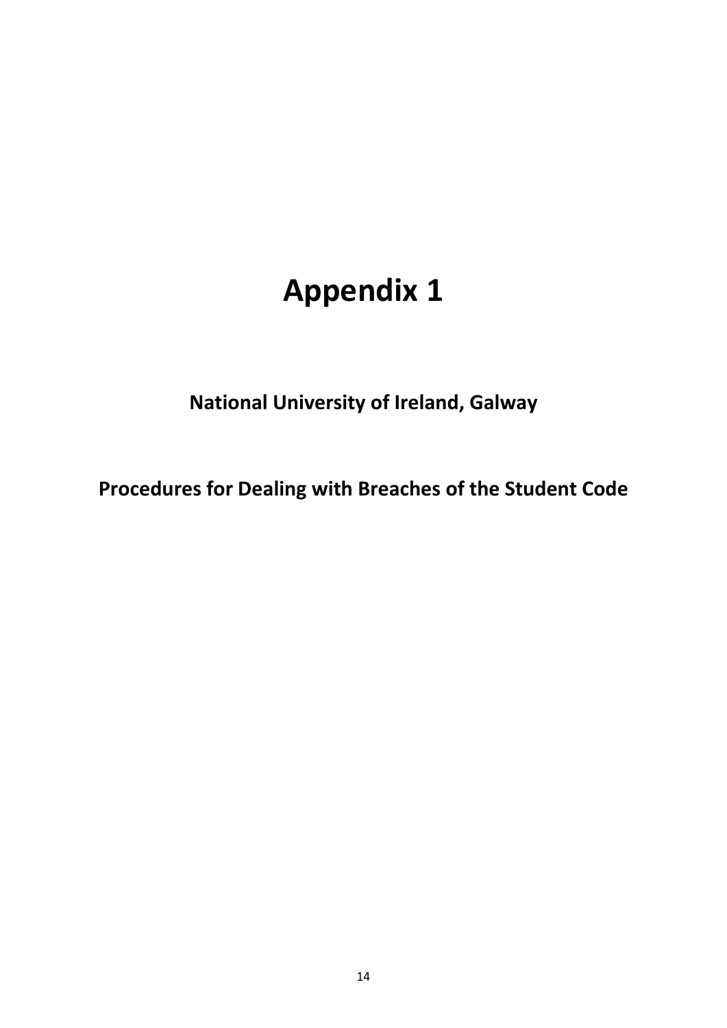# Appendix 1

## National University of Ireland, Galway

## Procedures for Dealing with Breaches of the Student Code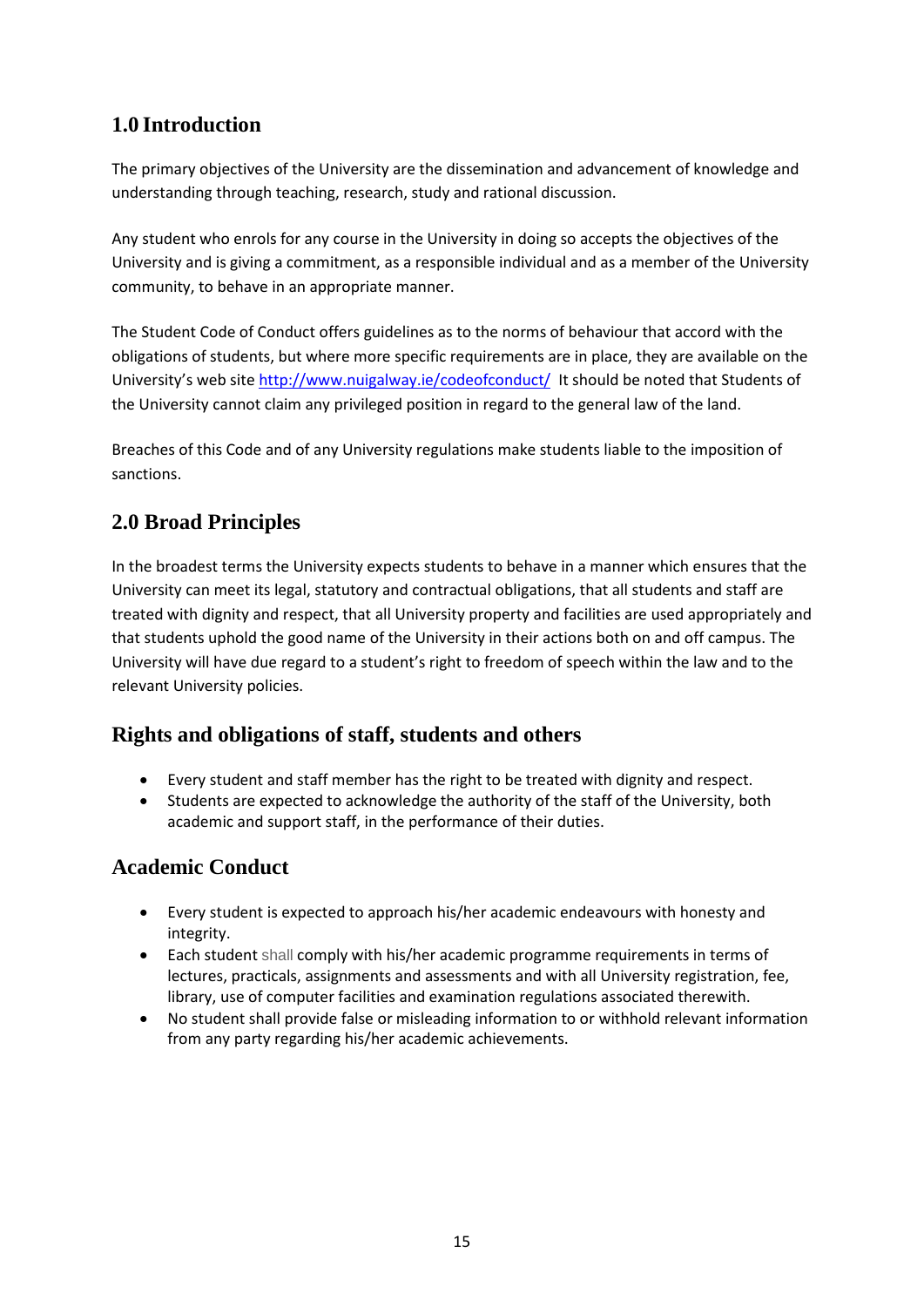## 1.0 Introduction

The primary objectives of the University are the dissemination and advancement of knowledge and understanding through teaching, research, study and rational discussion.

Any student who enrols for any course in the University in doing so accepts the objectives of the University and is giving a commitment, as a responsible individual and as a member of the University community, to behave in an appropriate manner.

The Student Code of Conduct offers guidelines as to the norms of behaviour that accord with the obligations of students, but where more specific requirements are in place, they are available on the University's web site http://www.nuigalway.ie/codeofconduct/ It should be noted that Students of the University cannot claim any privileged position in regard to the general law of the land.

Breaches of this Code and of any University regulations make students liable to the imposition of sanctions.

## 2.0 Broad Principles

In the broadest terms the University expects students to behave in a manner which ensures that the University can meet its legal, statutory and contractual obligations, that all students and staff are treated with dignity and respect, that all University property and facilities are used appropriately and that students uphold the good name of the University in their actions both on and off campus. The University will have due regard to a student's right to freedom of speech within the law and to the relevant University policies.

## Rights and obligations of staff, students and others

- Every student and staff member has the right to be treated with dignity and respect.
- Students are expected to acknowledge the authority of the staff of the University, both academic and support staff, in the performance of their duties.

## Academic Conduct

- Every student is expected to approach his/her academic endeavours with honesty and integrity.
- Each student shall comply with his/her academic programme requirements in terms of lectures, practicals, assignments and assessments and with all University registration, fee, library, use of computer facilities and examination regulations associated therewith.
- No student shall provide false or misleading information to or withhold relevant information from any party regarding his/her academic achievements.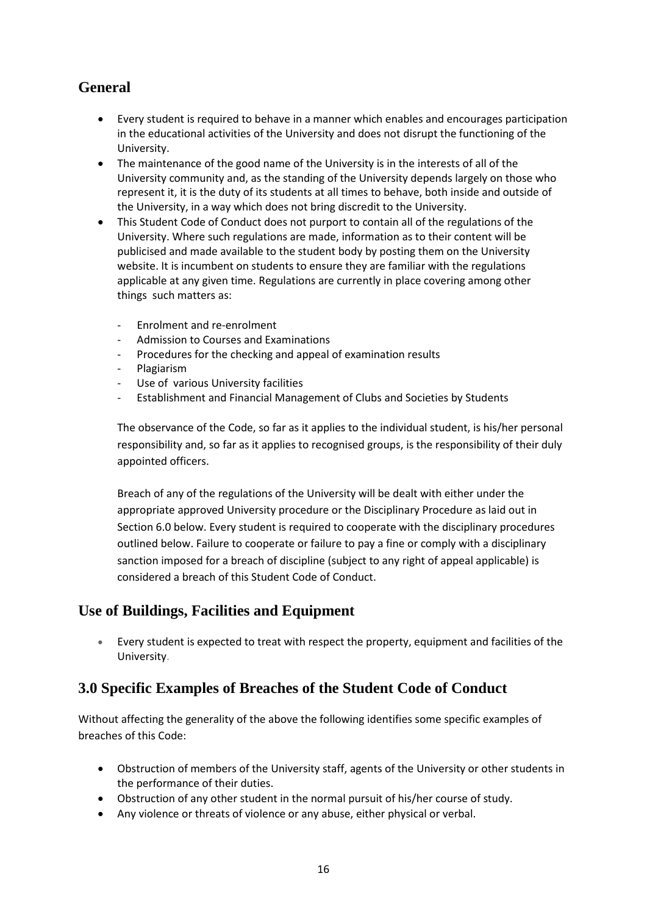## General

- Every student is required to behave in a manner which enables and encourages participation in the educational activities of the University and does not disrupt the functioning of the University.
- The maintenance of the good name of the University is in the interests of all of the University community and, as the standing of the University depends largely on those who represent it, it is the duty of its students at all times to behave, both inside and outside of the University, in a way which does not bring discredit to the University.
- This Student Code of Conduct does not purport to contain all of the regulations of the University. Where such regulations are made, information as to their content will be publicised and made available to the student body by posting them on the University website. It is incumbent on students to ensure they are familiar with the regulations applicable at any given time. Regulations are currently in place covering among other things such matters as:

  - Enrolment and re-enrolment
  - Admission to Courses and Examinations
  - Procedures for the checking and appeal of examination results
  - Plagiarism
  - Use of various University facilities
  - Establishment and Financial Management of Clubs and Societies by Students

  The observance of the Code, so far as it applies to the individual student, is his/her personal responsibility and, so far as it applies to recognised groups, is the responsibility of their duly appointed officers.

  Breach of any of the regulations of the University will be dealt with either under the appropriate approved University procedure or the Disciplinary Procedure as laid out in Section 6.0 below. Every student is required to cooperate with the disciplinary procedures outlined below. Failure to cooperate or failure to pay a fine or comply with a disciplinary sanction imposed for a breach of discipline (subject to any right of appeal applicable) is considered a breach of this Student Code of Conduct.

## Use of Buildings, Facilities and Equipment

- Every student is expected to treat with respect the property, equipment and facilities of the University.

## 3.0 Specific Examples of Breaches of the Student Code of Conduct

Without affecting the generality of the above the following identifies some specific examples of breaches of this Code:

- Obstruction of members of the University staff, agents of the University or other students in the performance of their duties.
- Obstruction of any other student in the normal pursuit of his/her course of study.
- Any violence or threats of violence or any abuse, either physical or verbal.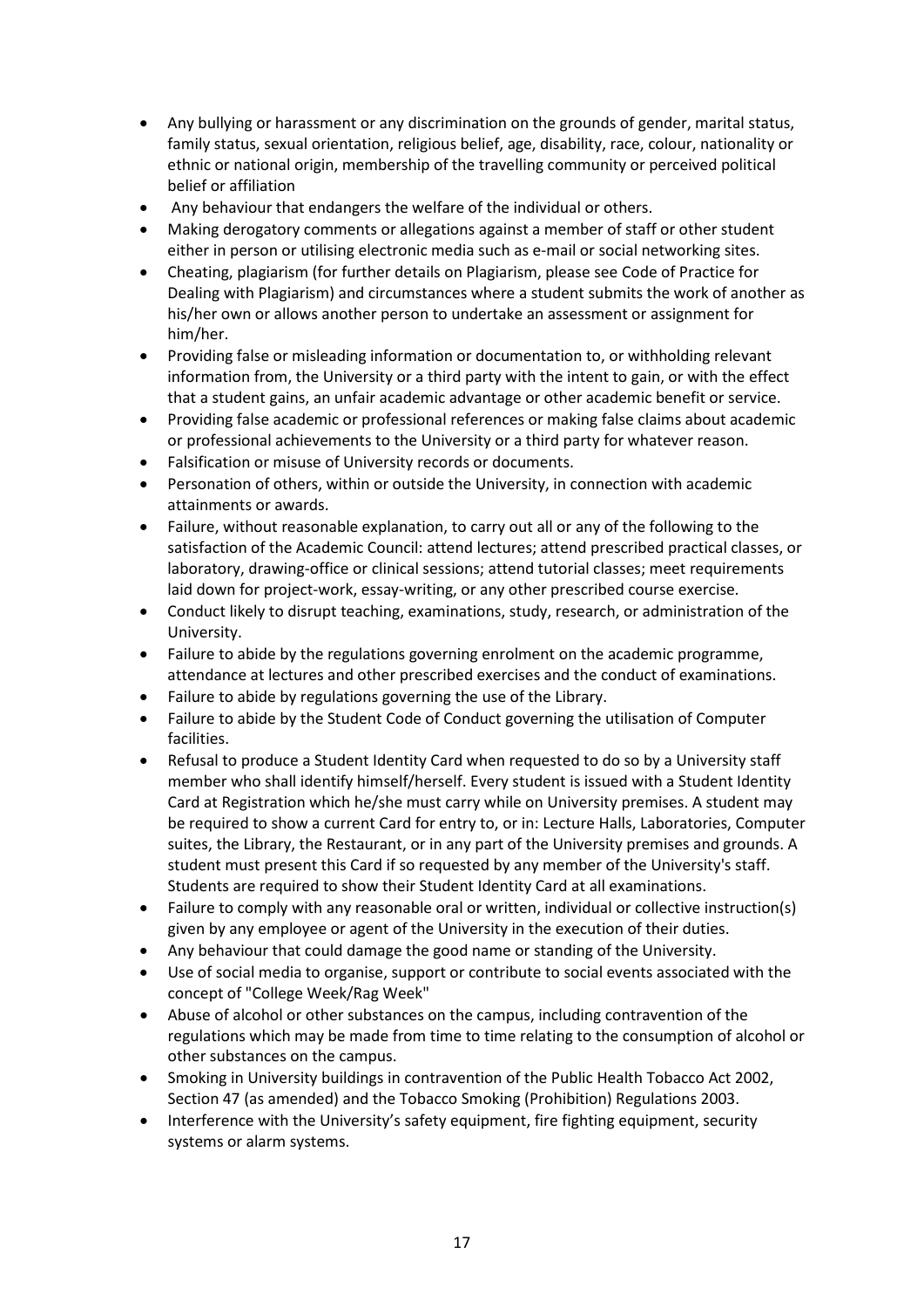- Any bullying or harassment or any discrimination on the grounds of gender, marital status, family status, sexual orientation, religious belief, age, disability, race, colour, nationality or ethnic or national origin, membership of the travelling community or perceived political belief or affiliation
- Any behaviour that endangers the welfare of the individual or others.
- Making derogatory comments or allegations against a member of staff or other student either in person or utilising electronic media such as e-mail or social networking sites.
- Cheating, plagiarism (for further details on Plagiarism, please see Code of Practice for Dealing with Plagiarism) and circumstances where a student submits the work of another as his/her own or allows another person to undertake an assessment or assignment for him/her.
- Providing false or misleading information or documentation to, or withholding relevant information from, the University or a third party with the intent to gain, or with the effect that a student gains, an unfair academic advantage or other academic benefit or service.
- Providing false academic or professional references or making false claims about academic or professional achievements to the University or a third party for whatever reason.
- Falsification or misuse of University records or documents.
- Personation of others, within or outside the University, in connection with academic attainments or awards.
- Failure, without reasonable explanation, to carry out all or any of the following to the satisfaction of the Academic Council: attend lectures; attend prescribed practical classes, or laboratory, drawing-office or clinical sessions; attend tutorial classes; meet requirements laid down for project-work, essay-writing, or any other prescribed course exercise.
- Conduct likely to disrupt teaching, examinations, study, research, or administration of the University.
- Failure to abide by the regulations governing enrolment on the academic programme, attendance at lectures and other prescribed exercises and the conduct of examinations.
- Failure to abide by regulations governing the use of the Library.
- Failure to abide by the Student Code of Conduct governing the utilisation of Computer facilities.
- Refusal to produce a Student Identity Card when requested to do so by a University staff member who shall identify himself/herself. Every student is issued with a Student Identity Card at Registration which he/she must carry while on University premises. A student may be required to show a current Card for entry to, or in: Lecture Halls, Laboratories, Computer suites, the Library, the Restaurant, or in any part of the University premises and grounds. A student must present this Card if so requested by any member of the University's staff. Students are required to show their Student Identity Card at all examinations.
- Failure to comply with any reasonable oral or written, individual or collective instruction(s) given by any employee or agent of the University in the execution of their duties.
- Any behaviour that could damage the good name or standing of the University.
- Use of social media to organise, support or contribute to social events associated with the concept of "College Week/Rag Week"
- Abuse of alcohol or other substances on the campus, including contravention of the regulations which may be made from time to time relating to the consumption of alcohol or other substances on the campus.
- Smoking in University buildings in contravention of the Public Health Tobacco Act 2002, Section 47 (as amended) and the Tobacco Smoking (Prohibition) Regulations 2003.
- Interference with the University's safety equipment, fire fighting equipment, security systems or alarm systems.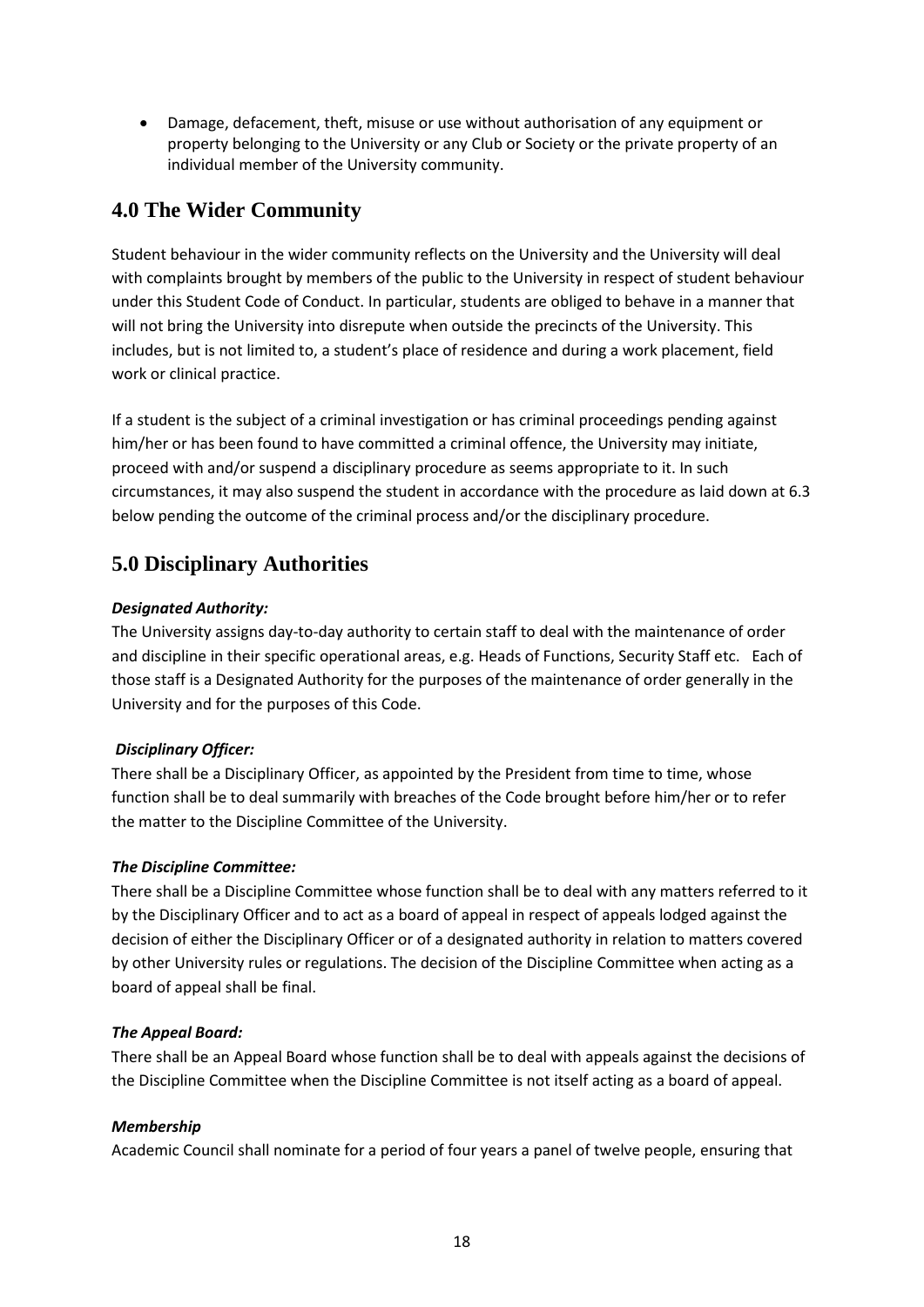- Damage, defacement, theft, misuse or use without authorisation of any equipment or property belonging to the University or any Club or Society or the private property of an individual member of the University community.

## 4.0 The Wider Community

Student behaviour in the wider community reflects on the University and the University will deal with complaints brought by members of the public to the University in respect of student behaviour under this Student Code of Conduct. In particular, students are obliged to behave in a manner that will not bring the University into disrepute when outside the precincts of the University. This includes, but is not limited to, a student's place of residence and during a work placement, field work or clinical practice.

If a student is the subject of a criminal investigation or has criminal proceedings pending against him/her or has been found to have committed a criminal offence, the University may initiate, proceed with and/or suspend a disciplinary procedure as seems appropriate to it. In such circumstances, it may also suspend the student in accordance with the procedure as laid down at 6.3 below pending the outcome of the criminal process and/or the disciplinary procedure.

## 5.0 Disciplinary Authorities

***Designated Authority:***
The University assigns day-to-day authority to certain staff to deal with the maintenance of order and discipline in their specific operational areas, e.g. Heads of Functions, Security Staff etc. Each of those staff is a Designated Authority for the purposes of the maintenance of order generally in the University and for the purposes of this Code.

***Disciplinary Officer:***
There shall be a Disciplinary Officer, as appointed by the President from time to time, whose function shall be to deal summarily with breaches of the Code brought before him/her or to refer the matter to the Discipline Committee of the University.

***The Discipline Committee:***
There shall be a Discipline Committee whose function shall be to deal with any matters referred to it by the Disciplinary Officer and to act as a board of appeal in respect of appeals lodged against the decision of either the Disciplinary Officer or of a designated authority in relation to matters covered by other University rules or regulations. The decision of the Discipline Committee when acting as a board of appeal shall be final.

***The Appeal Board:***
There shall be an Appeal Board whose function shall be to deal with appeals against the decisions of the Discipline Committee when the Discipline Committee is not itself acting as a board of appeal.

***Membership***
Academic Council shall nominate for a period of four years a panel of twelve people, ensuring that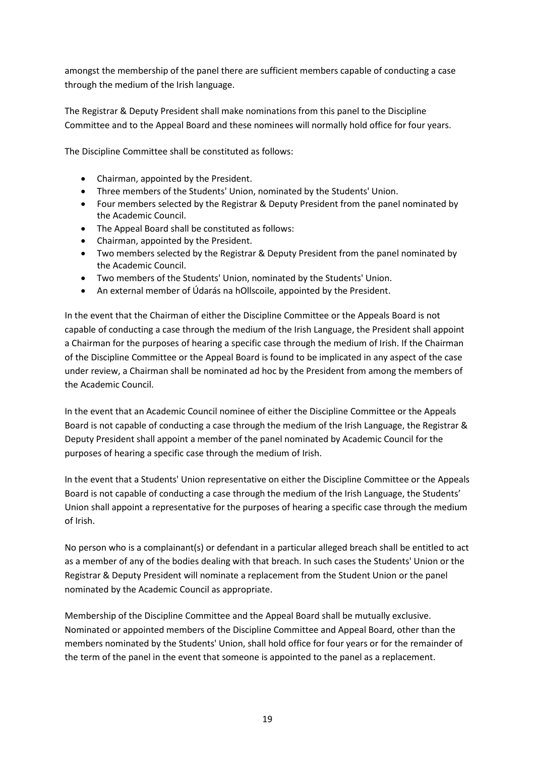amongst the membership of the panel there are sufficient members capable of conducting a case through the medium of the Irish language.

The Registrar & Deputy President shall make nominations from this panel to the Discipline Committee and to the Appeal Board and these nominees will normally hold office for four years.

The Discipline Committee shall be constituted as follows:

- Chairman, appointed by the President.
- Three members of the Students' Union, nominated by the Students' Union.
- Four members selected by the Registrar & Deputy President from the panel nominated by the Academic Council.
- The Appeal Board shall be constituted as follows:
- Chairman, appointed by the President.
- Two members selected by the Registrar & Deputy President from the panel nominated by the Academic Council.
- Two members of the Students' Union, nominated by the Students' Union.
- An external member of Údarás na hOllscoile, appointed by the President.

In the event that the Chairman of either the Discipline Committee or the Appeals Board is not capable of conducting a case through the medium of the Irish Language, the President shall appoint a Chairman for the purposes of hearing a specific case through the medium of Irish. If the Chairman of the Discipline Committee or the Appeal Board is found to be implicated in any aspect of the case under review, a Chairman shall be nominated ad hoc by the President from among the members of the Academic Council.

In the event that an Academic Council nominee of either the Discipline Committee or the Appeals Board is not capable of conducting a case through the medium of the Irish Language, the Registrar & Deputy President shall appoint a member of the panel nominated by Academic Council for the purposes of hearing a specific case through the medium of Irish.

In the event that a Students' Union representative on either the Discipline Committee or the Appeals Board is not capable of conducting a case through the medium of the Irish Language, the Students' Union shall appoint a representative for the purposes of hearing a specific case through the medium of Irish.

No person who is a complainant(s) or defendant in a particular alleged breach shall be entitled to act as a member of any of the bodies dealing with that breach. In such cases the Students' Union or the Registrar & Deputy President will nominate a replacement from the Student Union or the panel nominated by the Academic Council as appropriate.

Membership of the Discipline Committee and the Appeal Board shall be mutually exclusive. Nominated or appointed members of the Discipline Committee and Appeal Board, other than the members nominated by the Students' Union, shall hold office for four years or for the remainder of the term of the panel in the event that someone is appointed to the panel as a replacement.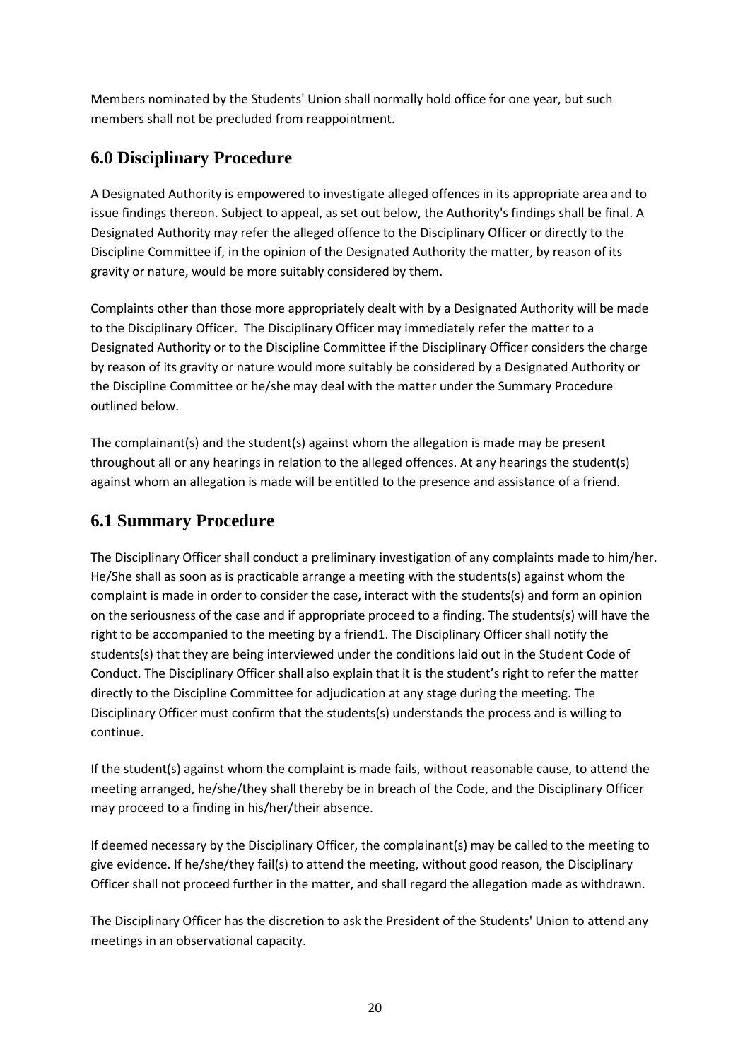Members nominated by the Students' Union shall normally hold office for one year, but such members shall not be precluded from reappointment.

## 6.0 Disciplinary Procedure

A Designated Authority is empowered to investigate alleged offences in its appropriate area and to issue findings thereon. Subject to appeal, as set out below, the Authority's findings shall be final. A Designated Authority may refer the alleged offence to the Disciplinary Officer or directly to the Discipline Committee if, in the opinion of the Designated Authority the matter, by reason of its gravity or nature, would be more suitably considered by them.

Complaints other than those more appropriately dealt with by a Designated Authority will be made to the Disciplinary Officer. The Disciplinary Officer may immediately refer the matter to a Designated Authority or to the Discipline Committee if the Disciplinary Officer considers the charge by reason of its gravity or nature would more suitably be considered by a Designated Authority or the Discipline Committee or he/she may deal with the matter under the Summary Procedure outlined below.

The complainant(s) and the student(s) against whom the allegation is made may be present throughout all or any hearings in relation to the alleged offences. At any hearings the student(s) against whom an allegation is made will be entitled to the presence and assistance of a friend.

## 6.1 Summary Procedure

The Disciplinary Officer shall conduct a preliminary investigation of any complaints made to him/her. He/She shall as soon as is practicable arrange a meeting with the students(s) against whom the complaint is made in order to consider the case, interact with the students(s) and form an opinion on the seriousness of the case and if appropriate proceed to a finding. The students(s) will have the right to be accompanied to the meeting by a friend[1]. The Disciplinary Officer shall notify the students(s) that they are being interviewed under the conditions laid out in the Student Code of Conduct. The Disciplinary Officer shall also explain that it is the student's right to refer the matter directly to the Discipline Committee for adjudication at any stage during the meeting. The Disciplinary Officer must confirm that the students(s) understands the process and is willing to continue.

If the student(s) against whom the complaint is made fails, without reasonable cause, to attend the meeting arranged, he/she/they shall thereby be in breach of the Code, and the Disciplinary Officer may proceed to a finding in his/her/their absence.

If deemed necessary by the Disciplinary Officer, the complainant(s) may be called to the meeting to give evidence. If he/she/they fail(s) to attend the meeting, without good reason, the Disciplinary Officer shall not proceed further in the matter, and shall regard the allegation made as withdrawn.

The Disciplinary Officer has the discretion to ask the President of the Students' Union to attend any meetings in an observational capacity.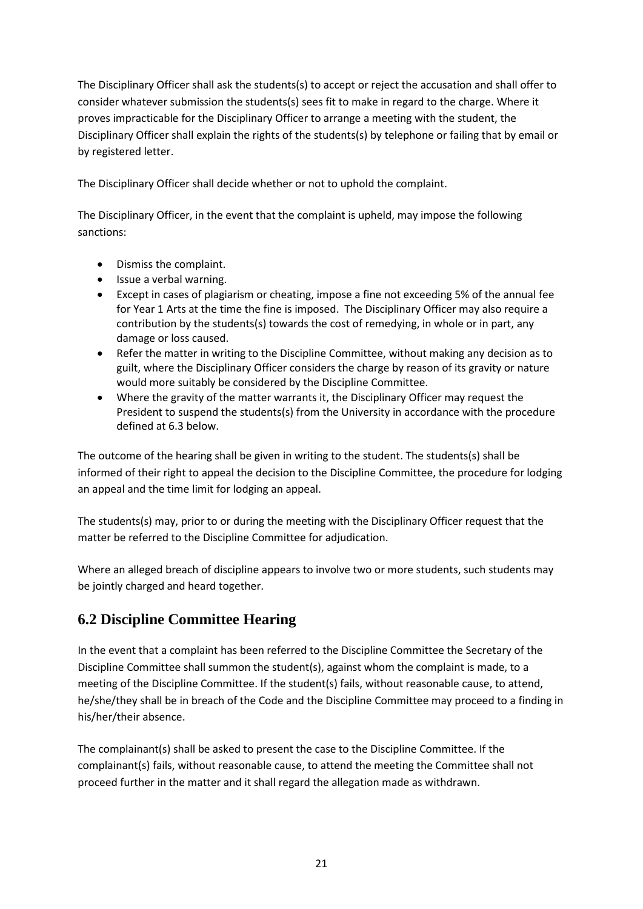The Disciplinary Officer shall ask the students(s) to accept or reject the accusation and shall offer to consider whatever submission the students(s) sees fit to make in regard to the charge. Where it proves impracticable for the Disciplinary Officer to arrange a meeting with the student, the Disciplinary Officer shall explain the rights of the students(s) by telephone or failing that by email or by registered letter.

The Disciplinary Officer shall decide whether or not to uphold the complaint.

The Disciplinary Officer, in the event that the complaint is upheld, may impose the following sanctions:

- Dismiss the complaint.
- Issue a verbal warning.
- Except in cases of plagiarism or cheating, impose a fine not exceeding 5% of the annual fee for Year 1 Arts at the time the fine is imposed. The Disciplinary Officer may also require a contribution by the students(s) towards the cost of remedying, in whole or in part, any damage or loss caused.
- Refer the matter in writing to the Discipline Committee, without making any decision as to guilt, where the Disciplinary Officer considers the charge by reason of its gravity or nature would more suitably be considered by the Discipline Committee.
- Where the gravity of the matter warrants it, the Disciplinary Officer may request the President to suspend the students(s) from the University in accordance with the procedure defined at 6.3 below.

The outcome of the hearing shall be given in writing to the student. The students(s) shall be informed of their right to appeal the decision to the Discipline Committee, the procedure for lodging an appeal and the time limit for lodging an appeal.

The students(s) may, prior to or during the meeting with the Disciplinary Officer request that the matter be referred to the Discipline Committee for adjudication.

Where an alleged breach of discipline appears to involve two or more students, such students may be jointly charged and heard together.

## 6.2 Discipline Committee Hearing

In the event that a complaint has been referred to the Discipline Committee the Secretary of the Discipline Committee shall summon the student(s), against whom the complaint is made, to a meeting of the Discipline Committee. If the student(s) fails, without reasonable cause, to attend, he/she/they shall be in breach of the Code and the Discipline Committee may proceed to a finding in his/her/their absence.

The complainant(s) shall be asked to present the case to the Discipline Committee. If the complainant(s) fails, without reasonable cause, to attend the meeting the Committee shall not proceed further in the matter and it shall regard the allegation made as withdrawn.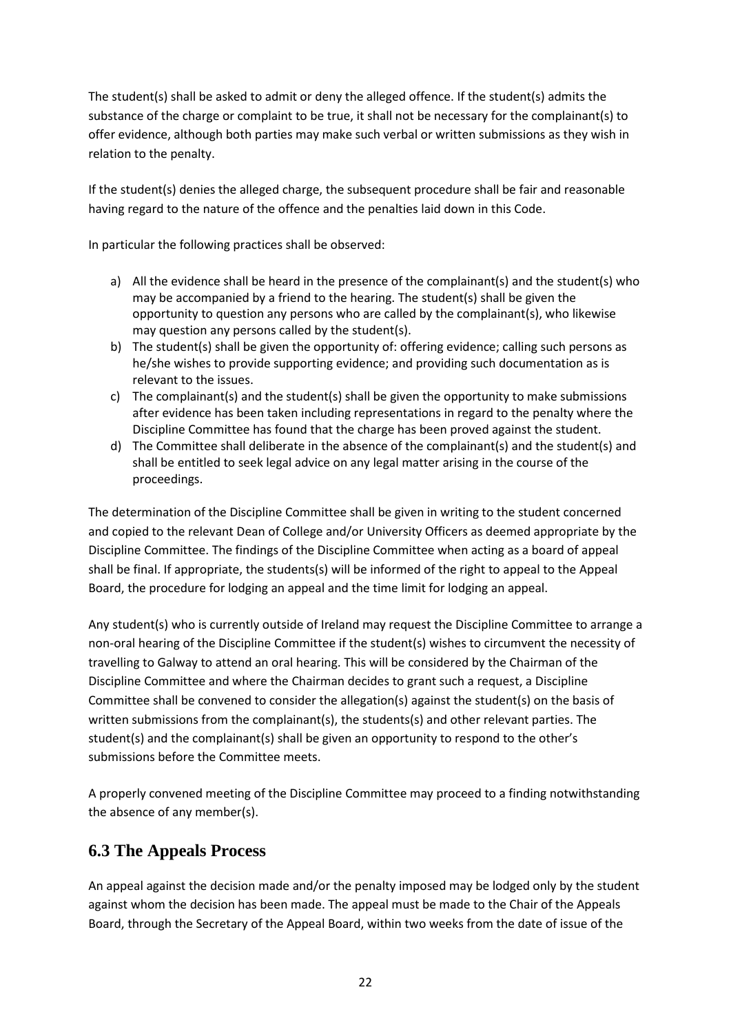The student(s) shall be asked to admit or deny the alleged offence. If the student(s) admits the substance of the charge or complaint to be true, it shall not be necessary for the complainant(s) to offer evidence, although both parties may make such verbal or written submissions as they wish in relation to the penalty.

If the student(s) denies the alleged charge, the subsequent procedure shall be fair and reasonable having regard to the nature of the offence and the penalties laid down in this Code.

In particular the following practices shall be observed:

a) All the evidence shall be heard in the presence of the complainant(s) and the student(s) who may be accompanied by a friend to the hearing. The student(s) shall be given the opportunity to question any persons who are called by the complainant(s), who likewise may question any persons called by the student(s).
b) The student(s) shall be given the opportunity of: offering evidence; calling such persons as he/she wishes to provide supporting evidence; and providing such documentation as is relevant to the issues.
c) The complainant(s) and the student(s) shall be given the opportunity to make submissions after evidence has been taken including representations in regard to the penalty where the Discipline Committee has found that the charge has been proved against the student.
d) The Committee shall deliberate in the absence of the complainant(s) and the student(s) and shall be entitled to seek legal advice on any legal matter arising in the course of the proceedings.

The determination of the Discipline Committee shall be given in writing to the student concerned and copied to the relevant Dean of College and/or University Officers as deemed appropriate by the Discipline Committee. The findings of the Discipline Committee when acting as a board of appeal shall be final. If appropriate, the students(s) will be informed of the right to appeal to the Appeal Board, the procedure for lodging an appeal and the time limit for lodging an appeal.

Any student(s) who is currently outside of Ireland may request the Discipline Committee to arrange a non-oral hearing of the Discipline Committee if the student(s) wishes to circumvent the necessity of travelling to Galway to attend an oral hearing. This will be considered by the Chairman of the Discipline Committee and where the Chairman decides to grant such a request, a Discipline Committee shall be convened to consider the allegation(s) against the student(s) on the basis of written submissions from the complainant(s), the students(s) and other relevant parties. The student(s) and the complainant(s) shall be given an opportunity to respond to the other's submissions before the Committee meets.

A properly convened meeting of the Discipline Committee may proceed to a finding notwithstanding the absence of any member(s).

## 6.3 The Appeals Process

An appeal against the decision made and/or the penalty imposed may be lodged only by the student against whom the decision has been made. The appeal must be made to the Chair of the Appeals Board, through the Secretary of the Appeal Board, within two weeks from the date of issue of the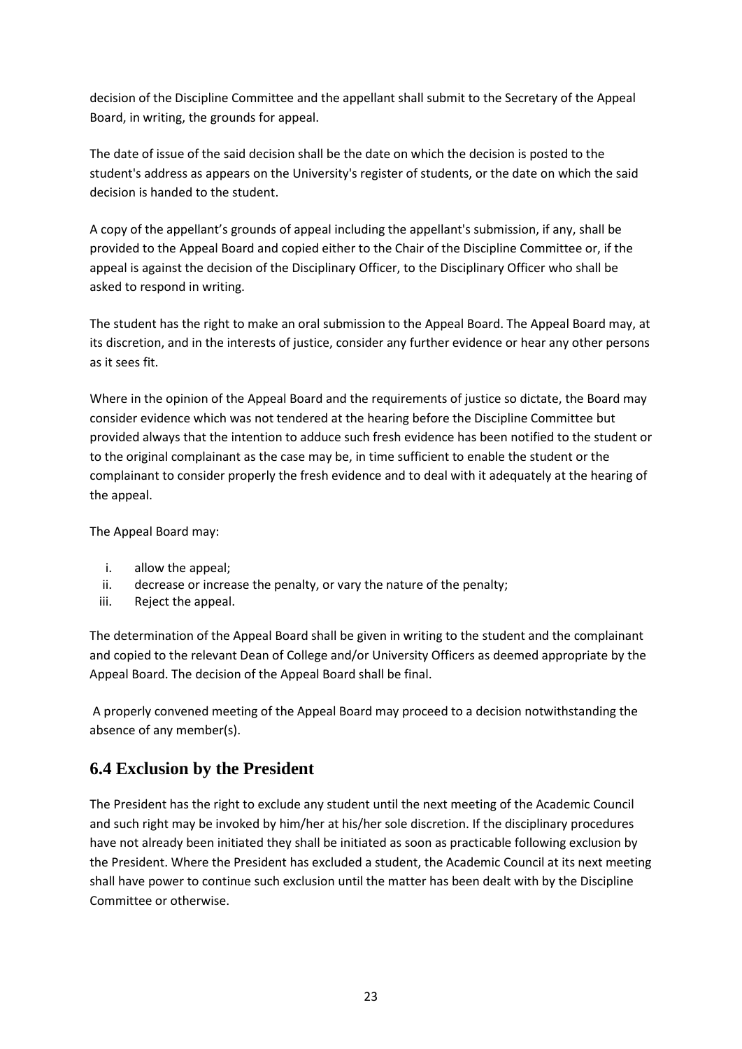decision of the Discipline Committee and the appellant shall submit to the Secretary of the Appeal Board, in writing, the grounds for appeal.

The date of issue of the said decision shall be the date on which the decision is posted to the student's address as appears on the University's register of students, or the date on which the said decision is handed to the student.

A copy of the appellant's grounds of appeal including the appellant's submission, if any, shall be provided to the Appeal Board and copied either to the Chair of the Discipline Committee or, if the appeal is against the decision of the Disciplinary Officer, to the Disciplinary Officer who shall be asked to respond in writing.

The student has the right to make an oral submission to the Appeal Board. The Appeal Board may, at its discretion, and in the interests of justice, consider any further evidence or hear any other persons as it sees fit.

Where in the opinion of the Appeal Board and the requirements of justice so dictate, the Board may consider evidence which was not tendered at the hearing before the Discipline Committee but provided always that the intention to adduce such fresh evidence has been notified to the student or to the original complainant as the case may be, in time sufficient to enable the student or the complainant to consider properly the fresh evidence and to deal with it adequately at the hearing of the appeal.

The Appeal Board may:

i. allow the appeal;
ii. decrease or increase the penalty, or vary the nature of the penalty;
iii. Reject the appeal.

The determination of the Appeal Board shall be given in writing to the student and the complainant and copied to the relevant Dean of College and/or University Officers as deemed appropriate by the Appeal Board. The decision of the Appeal Board shall be final.

A properly convened meeting of the Appeal Board may proceed to a decision notwithstanding the absence of any member(s).

## 6.4 Exclusion by the President

The President has the right to exclude any student until the next meeting of the Academic Council and such right may be invoked by him/her at his/her sole discretion. If the disciplinary procedures have not already been initiated they shall be initiated as soon as practicable following exclusion by the President. Where the President has excluded a student, the Academic Council at its next meeting shall have power to continue such exclusion until the matter has been dealt with by the Discipline Committee or otherwise.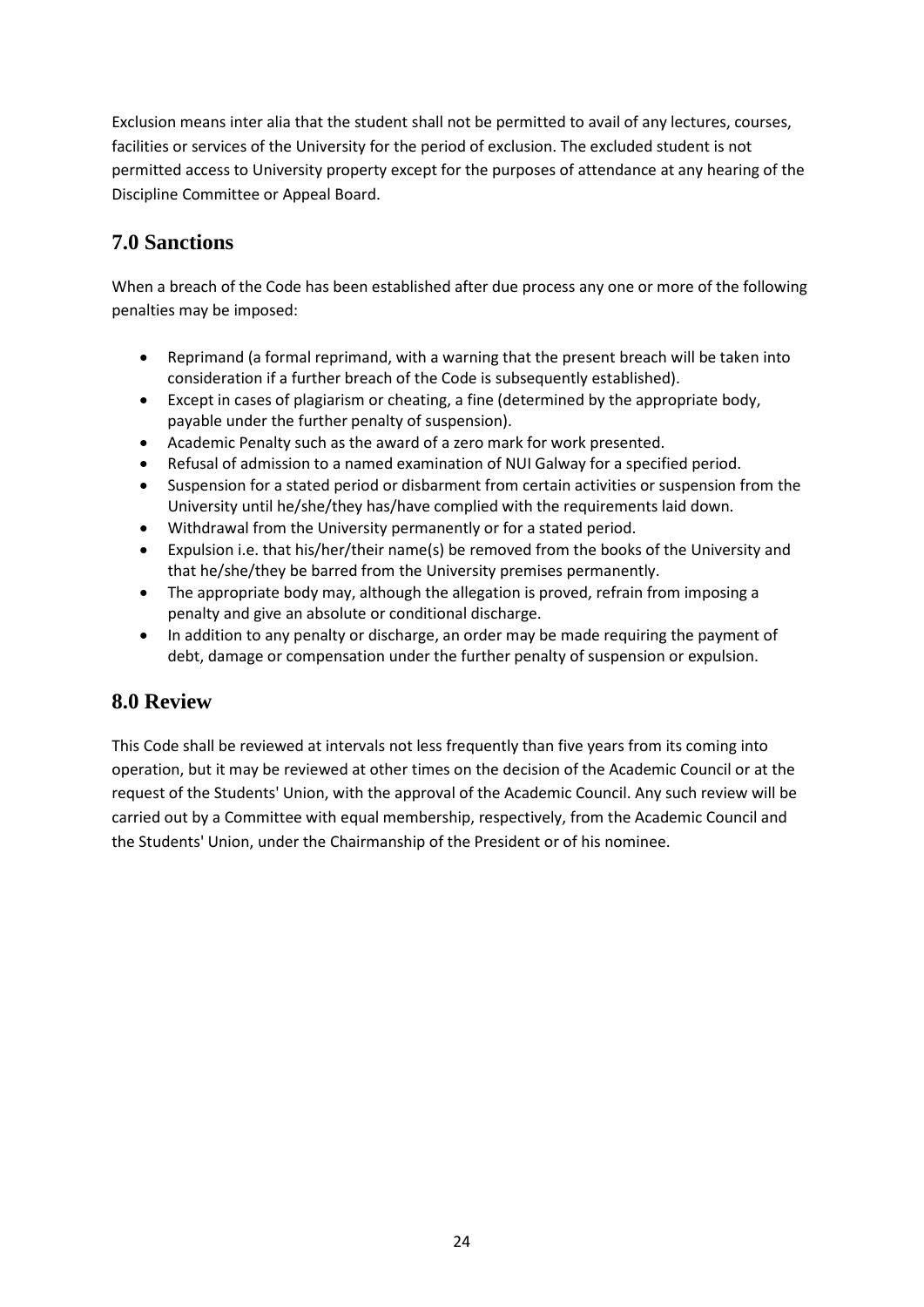Exclusion means inter alia that the student shall not be permitted to avail of any lectures, courses, facilities or services of the University for the period of exclusion. The excluded student is not permitted access to University property except for the purposes of attendance at any hearing of the Discipline Committee or Appeal Board.

## 7.0 Sanctions

When a breach of the Code has been established after due process any one or more of the following penalties may be imposed:

- Reprimand (a formal reprimand, with a warning that the present breach will be taken into consideration if a further breach of the Code is subsequently established).
- Except in cases of plagiarism or cheating, a fine (determined by the appropriate body, payable under the further penalty of suspension).
- Academic Penalty such as the award of a zero mark for work presented.
- Refusal of admission to a named examination of NUI Galway for a specified period.
- Suspension for a stated period or disbarment from certain activities or suspension from the University until he/she/they has/have complied with the requirements laid down.
- Withdrawal from the University permanently or for a stated period.
- Expulsion i.e. that his/her/their name(s) be removed from the books of the University and that he/she/they be barred from the University premises permanently.
- The appropriate body may, although the allegation is proved, refrain from imposing a penalty and give an absolute or conditional discharge.
- In addition to any penalty or discharge, an order may be made requiring the payment of debt, damage or compensation under the further penalty of suspension or expulsion.

## 8.0 Review

This Code shall be reviewed at intervals not less frequently than five years from its coming into operation, but it may be reviewed at other times on the decision of the Academic Council or at the request of the Students' Union, with the approval of the Academic Council. Any such review will be carried out by a Committee with equal membership, respectively, from the Academic Council and the Students' Union, under the Chairmanship of the President or of his nominee.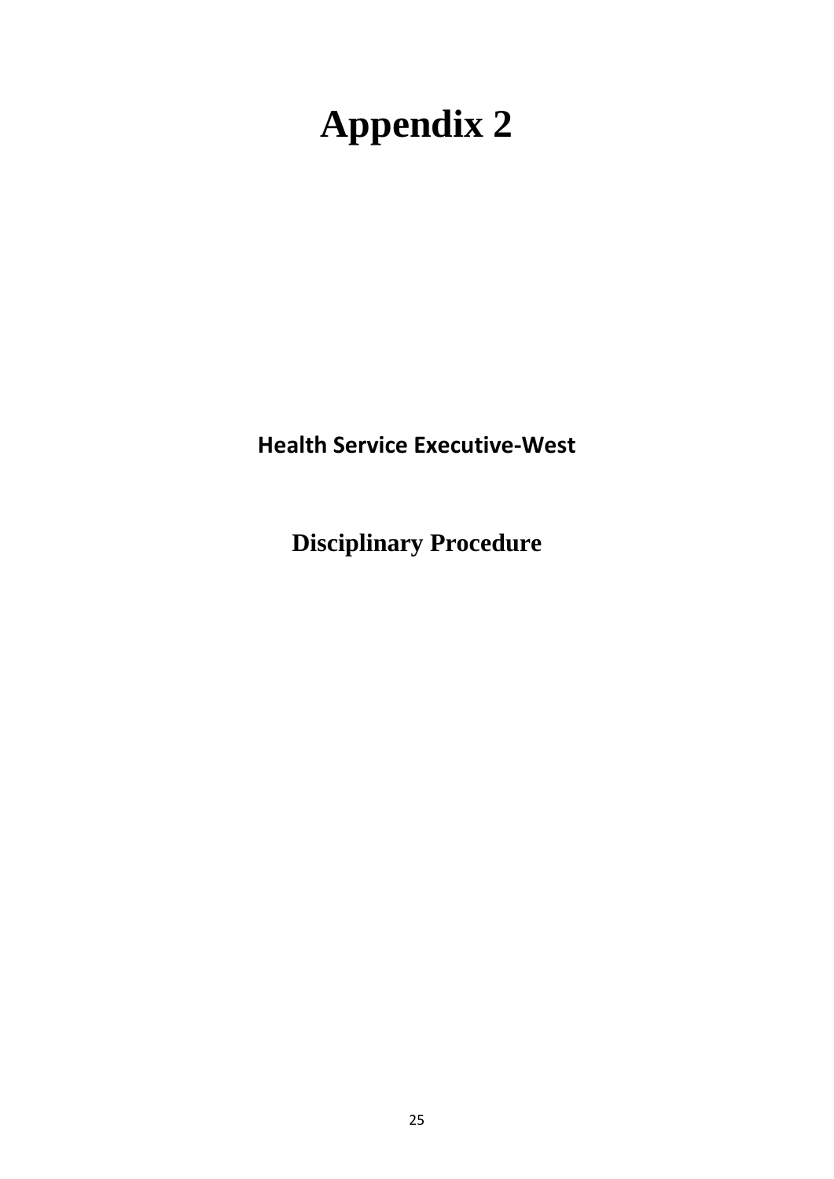# Appendix 2

**Health Service Executive-West**

## Disciplinary Procedure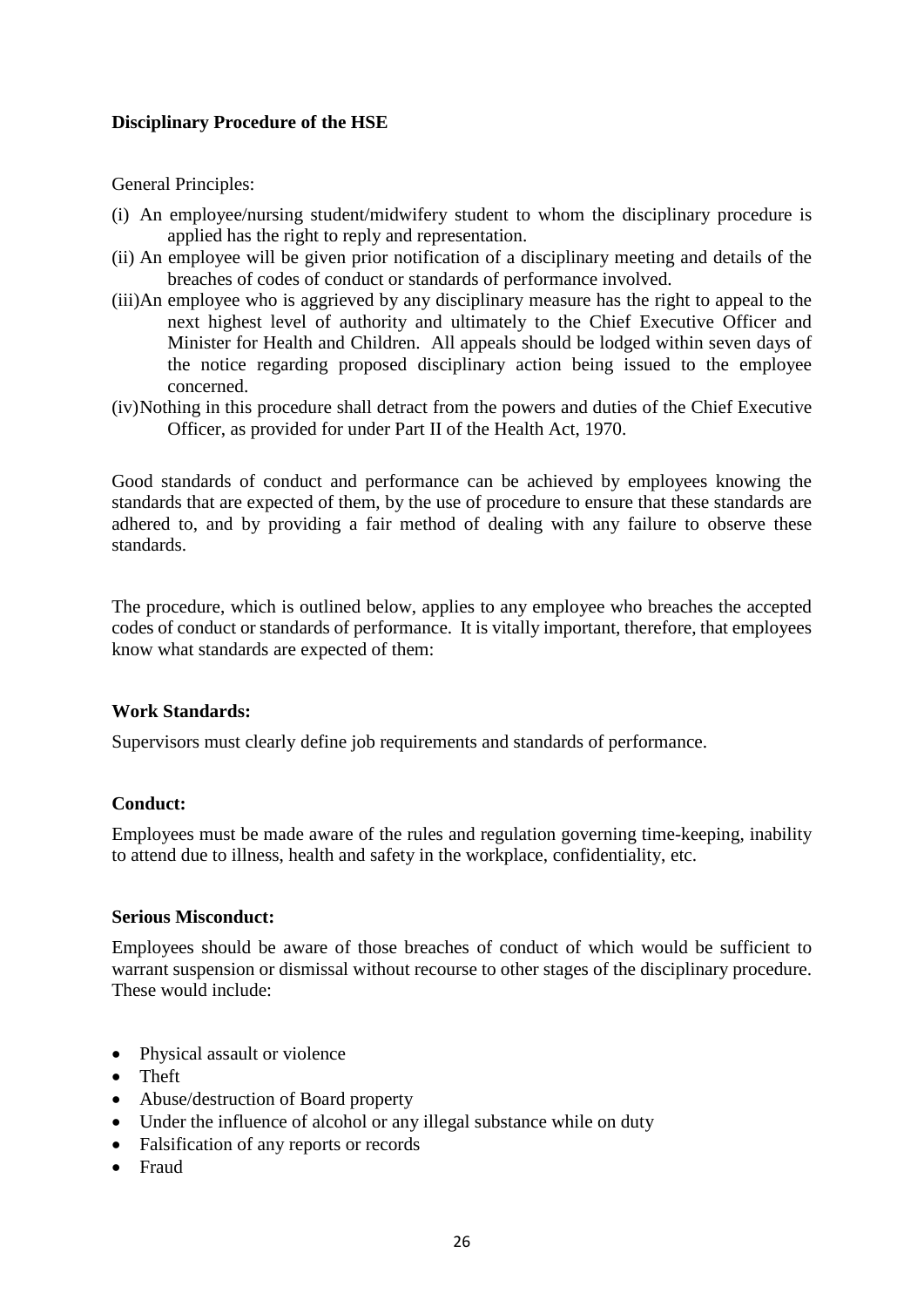**Disciplinary Procedure of the HSE**

General Principles:

(i) An employee/nursing student/midwifery student to whom the disciplinary procedure is applied has the right to reply and representation.
(ii) An employee will be given prior notification of a disciplinary meeting and details of the breaches of codes of conduct or standards of performance involved.
(iii) An employee who is aggrieved by any disciplinary measure has the right to appeal to the next highest level of authority and ultimately to the Chief Executive Officer and Minister for Health and Children. All appeals should be lodged within seven days of the notice regarding proposed disciplinary action being issued to the employee concerned.
(iv) Nothing in this procedure shall detract from the powers and duties of the Chief Executive Officer, as provided for under Part II of the Health Act, 1970.

Good standards of conduct and performance can be achieved by employees knowing the standards that are expected of them, by the use of procedure to ensure that these standards are adhered to, and by providing a fair method of dealing with any failure to observe these standards.

The procedure, which is outlined below, applies to any employee who breaches the accepted codes of conduct or standards of performance. It is vitally important, therefore, that employees know what standards are expected of them:

**Work Standards:**

Supervisors must clearly define job requirements and standards of performance.

**Conduct:**

Employees must be made aware of the rules and regulation governing time-keeping, inability to attend due to illness, health and safety in the workplace, confidentiality, etc.

**Serious Misconduct:**

Employees should be aware of those breaches of conduct of which would be sufficient to warrant suspension or dismissal without recourse to other stages of the disciplinary procedure. These would include:

- Physical assault or violence
- Theft
- Abuse/destruction of Board property
- Under the influence of alcohol or any illegal substance while on duty
- Falsification of any reports or records
- Fraud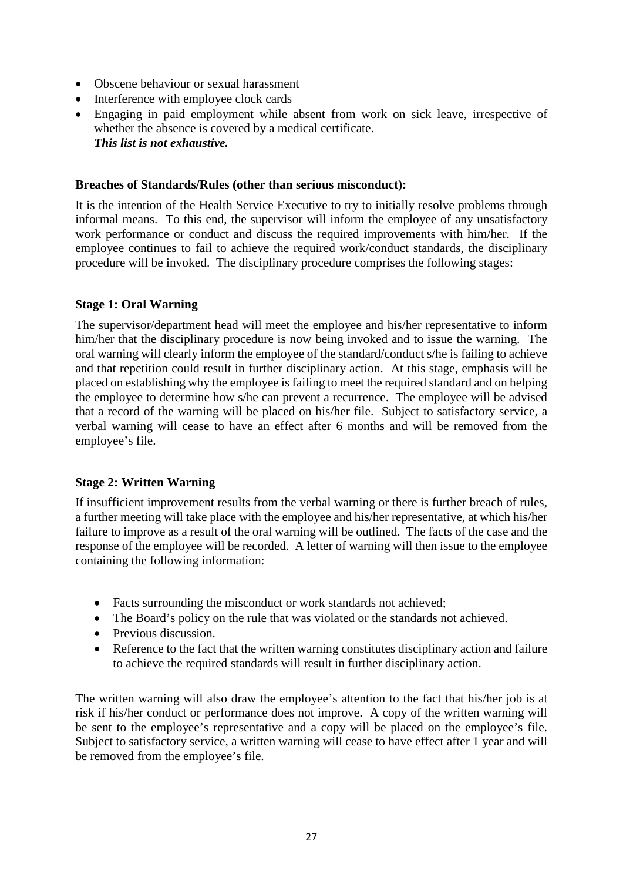- Obscene behaviour or sexual harassment
- Interference with employee clock cards
- Engaging in paid employment while absent from work on sick leave, irrespective of whether the absence is covered by a medical certificate.
  ***This list is not exhaustive.***

**Breaches of Standards/Rules (other than serious misconduct):**

It is the intention of the Health Service Executive to try to initially resolve problems through informal means. To this end, the supervisor will inform the employee of any unsatisfactory work performance or conduct and discuss the required improvements with him/her. If the employee continues to fail to achieve the required work/conduct standards, the disciplinary procedure will be invoked. The disciplinary procedure comprises the following stages:

**Stage 1: Oral Warning**

The supervisor/department head will meet the employee and his/her representative to inform him/her that the disciplinary procedure is now being invoked and to issue the warning. The oral warning will clearly inform the employee of the standard/conduct s/he is failing to achieve and that repetition could result in further disciplinary action. At this stage, emphasis will be placed on establishing why the employee is failing to meet the required standard and on helping the employee to determine how s/he can prevent a recurrence. The employee will be advised that a record of the warning will be placed on his/her file. Subject to satisfactory service, a verbal warning will cease to have an effect after 6 months and will be removed from the employee's file.

**Stage 2: Written Warning**

If insufficient improvement results from the verbal warning or there is further breach of rules, a further meeting will take place with the employee and his/her representative, at which his/her failure to improve as a result of the oral warning will be outlined. The facts of the case and the response of the employee will be recorded. A letter of warning will then issue to the employee containing the following information:

- Facts surrounding the misconduct or work standards not achieved;
- The Board's policy on the rule that was violated or the standards not achieved.
- Previous discussion.
- Reference to the fact that the written warning constitutes disciplinary action and failure to achieve the required standards will result in further disciplinary action.

The written warning will also draw the employee's attention to the fact that his/her job is at risk if his/her conduct or performance does not improve. A copy of the written warning will be sent to the employee's representative and a copy will be placed on the employee's file. Subject to satisfactory service, a written warning will cease to have effect after 1 year and will be removed from the employee's file.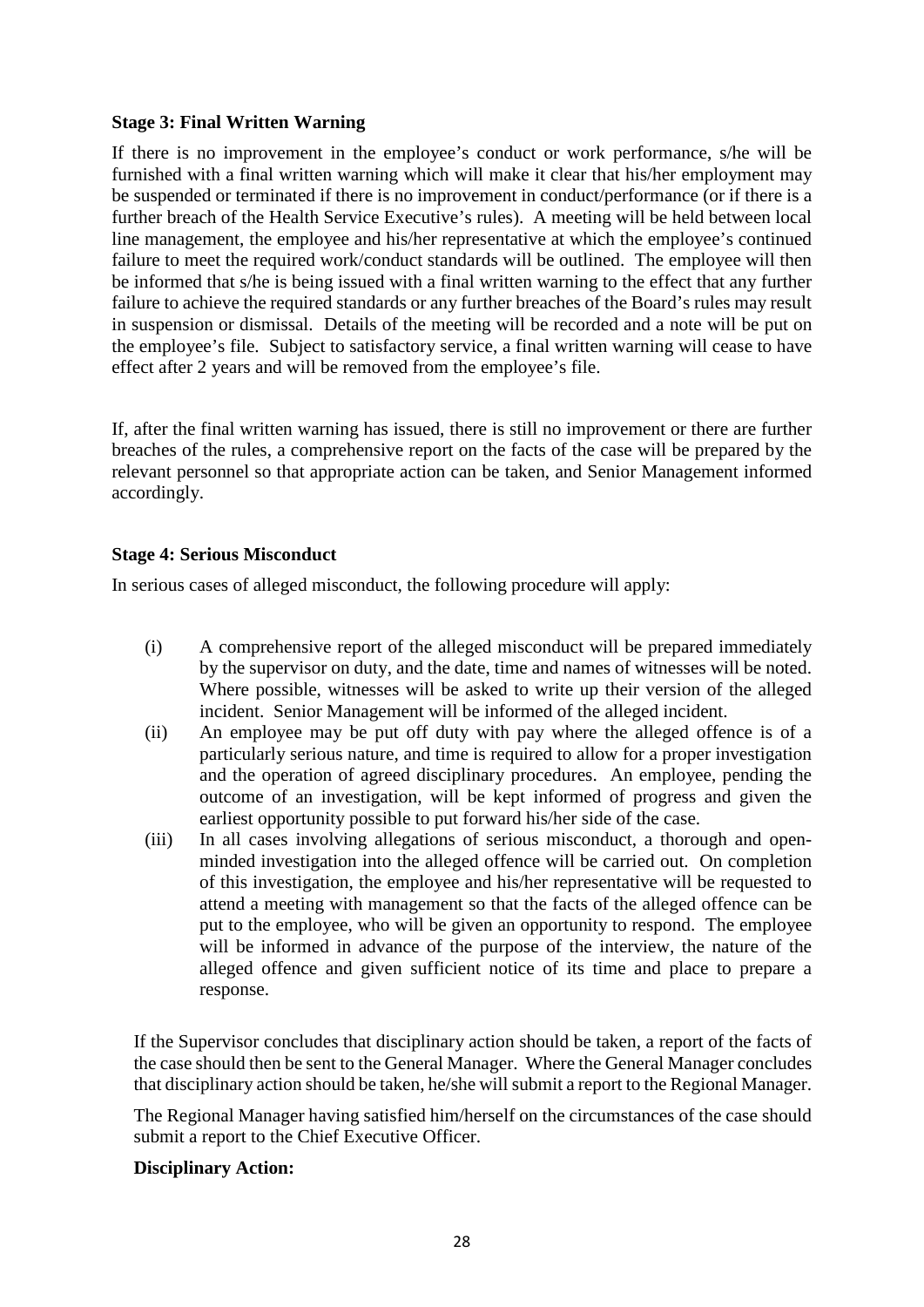**Stage 3: Final Written Warning**

If there is no improvement in the employee's conduct or work performance, s/he will be furnished with a final written warning which will make it clear that his/her employment may be suspended or terminated if there is no improvement in conduct/performance (or if there is a further breach of the Health Service Executive's rules). A meeting will be held between local line management, the employee and his/her representative at which the employee's continued failure to meet the required work/conduct standards will be outlined. The employee will then be informed that s/he is being issued with a final written warning to the effect that any further failure to achieve the required standards or any further breaches of the Board's rules may result in suspension or dismissal. Details of the meeting will be recorded and a note will be put on the employee's file. Subject to satisfactory service, a final written warning will cease to have effect after 2 years and will be removed from the employee's file.

If, after the final written warning has issued, there is still no improvement or there are further breaches of the rules, a comprehensive report on the facts of the case will be prepared by the relevant personnel so that appropriate action can be taken, and Senior Management informed accordingly.

**Stage 4: Serious Misconduct**

In serious cases of alleged misconduct, the following procedure will apply:

(i) A comprehensive report of the alleged misconduct will be prepared immediately by the supervisor on duty, and the date, time and names of witnesses will be noted. Where possible, witnesses will be asked to write up their version of the alleged incident. Senior Management will be informed of the alleged incident.

(ii) An employee may be put off duty with pay where the alleged offence is of a particularly serious nature, and time is required to allow for a proper investigation and the operation of agreed disciplinary procedures. An employee, pending the outcome of an investigation, will be kept informed of progress and given the earliest opportunity possible to put forward his/her side of the case.

(iii) In all cases involving allegations of serious misconduct, a thorough and open-minded investigation into the alleged offence will be carried out. On completion of this investigation, the employee and his/her representative will be requested to attend a meeting with management so that the facts of the alleged offence can be put to the employee, who will be given an opportunity to respond. The employee will be informed in advance of the purpose of the interview, the nature of the alleged offence and given sufficient notice of its time and place to prepare a response.

If the Supervisor concludes that disciplinary action should be taken, a report of the facts of the case should then be sent to the General Manager. Where the General Manager concludes that disciplinary action should be taken, he/she will submit a report to the Regional Manager.

The Regional Manager having satisfied him/herself on the circumstances of the case should submit a report to the Chief Executive Officer.

**Disciplinary Action:**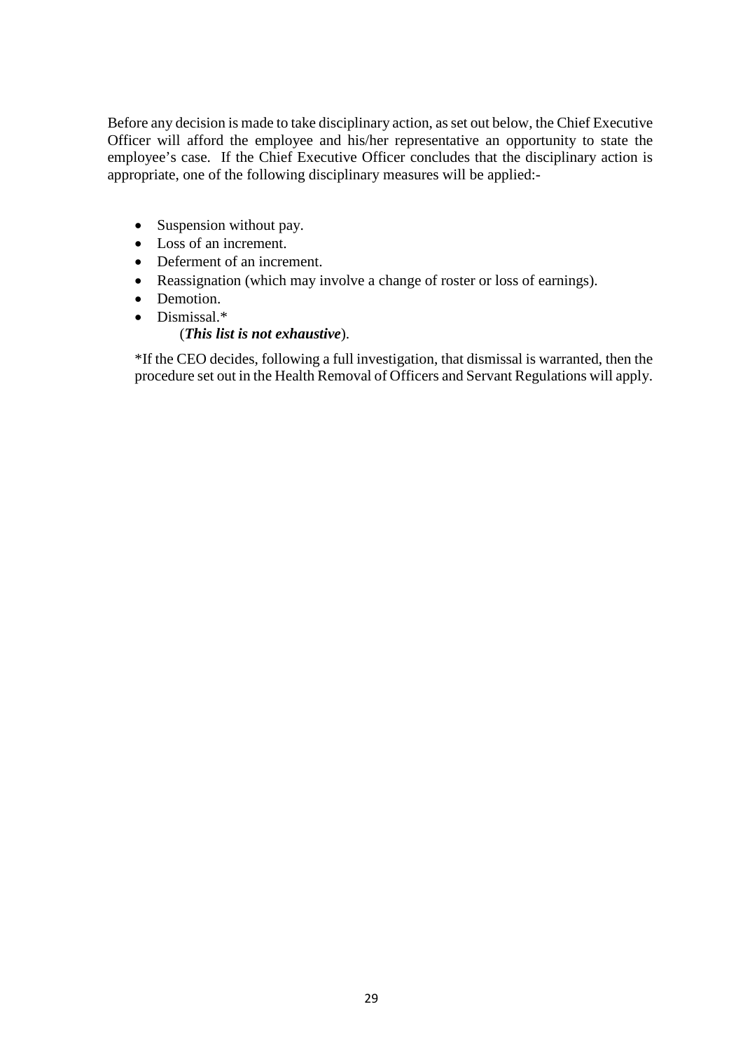Before any decision is made to take disciplinary action, as set out below, the Chief Executive Officer will afford the employee and his/her representative an opportunity to state the employee's case. If the Chief Executive Officer concludes that the disciplinary action is appropriate, one of the following disciplinary measures will be applied:-

- Suspension without pay.
- Loss of an increment.
- Deferment of an increment.
- Reassignation (which may involve a change of roster or loss of earnings).
- Demotion.
- Dismissal.*

  (***This list is not exhaustive***).

*If the CEO decides, following a full investigation, that dismissal is warranted, then the procedure set out in the Health Removal of Officers and Servant Regulations will apply.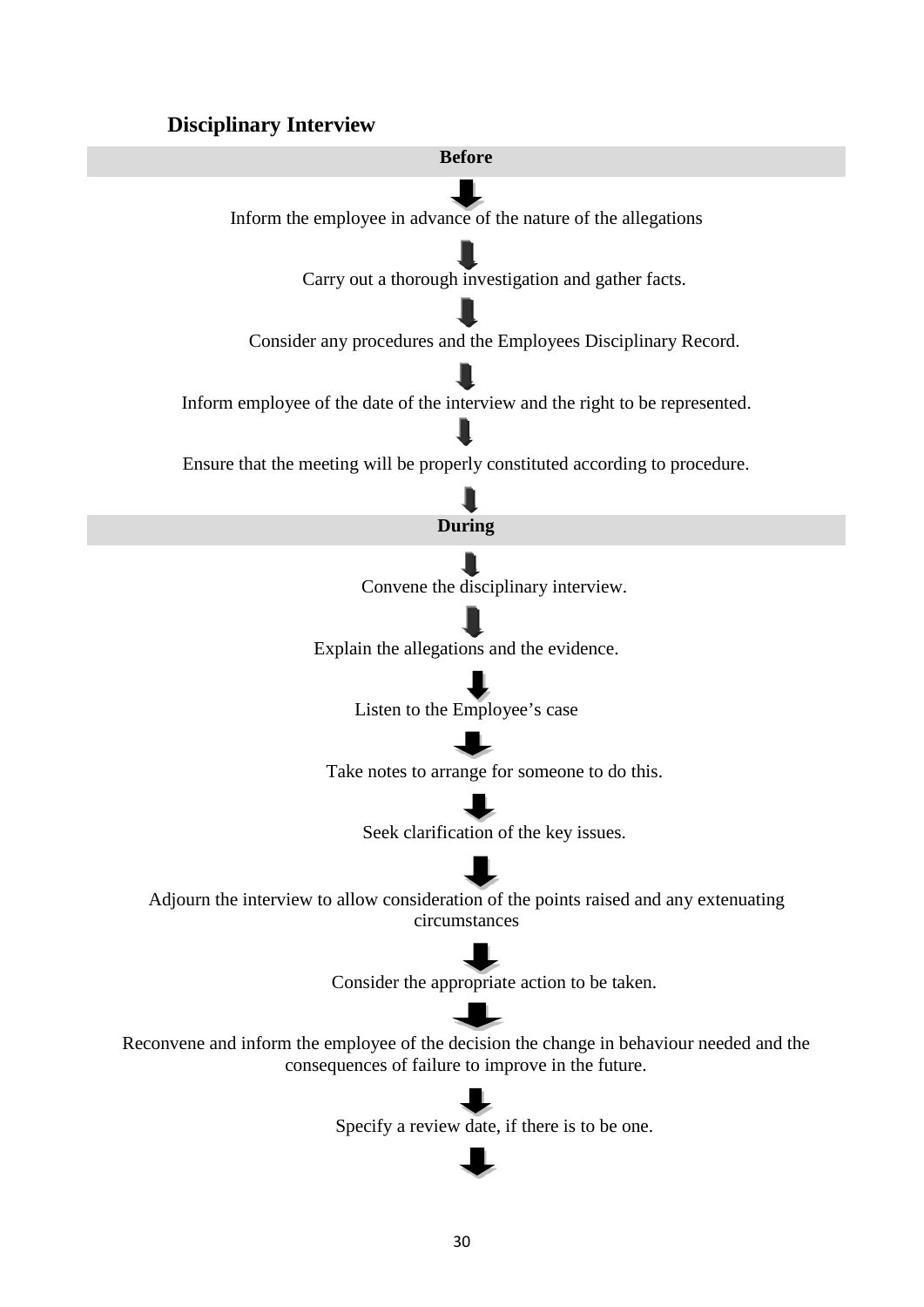## Disciplinary Interview

**Before**

↓

Inform the employee in advance of the nature of the allegations

↓

Carry out a thorough investigation and gather facts.

↓

Consider any procedures and the Employees Disciplinary Record.

↓

Inform employee of the date of the interview and the right to be represented.

↓

Ensure that the meeting will be properly constituted according to procedure.

↓

**During**

↓

Convene the disciplinary interview.

↓

Explain the allegations and the evidence.

↓

Listen to the Employee's case

↓

Take notes to arrange for someone to do this.

↓

Seek clarification of the key issues.

↓

Adjourn the interview to allow consideration of the points raised and any extenuating circumstances

↓

Consider the appropriate action to be taken.

↓

Reconvene and inform the employee of the decision the change in behaviour needed and the consequences of failure to improve in the future.

↓

Specify a review date, if there is to be one.

↓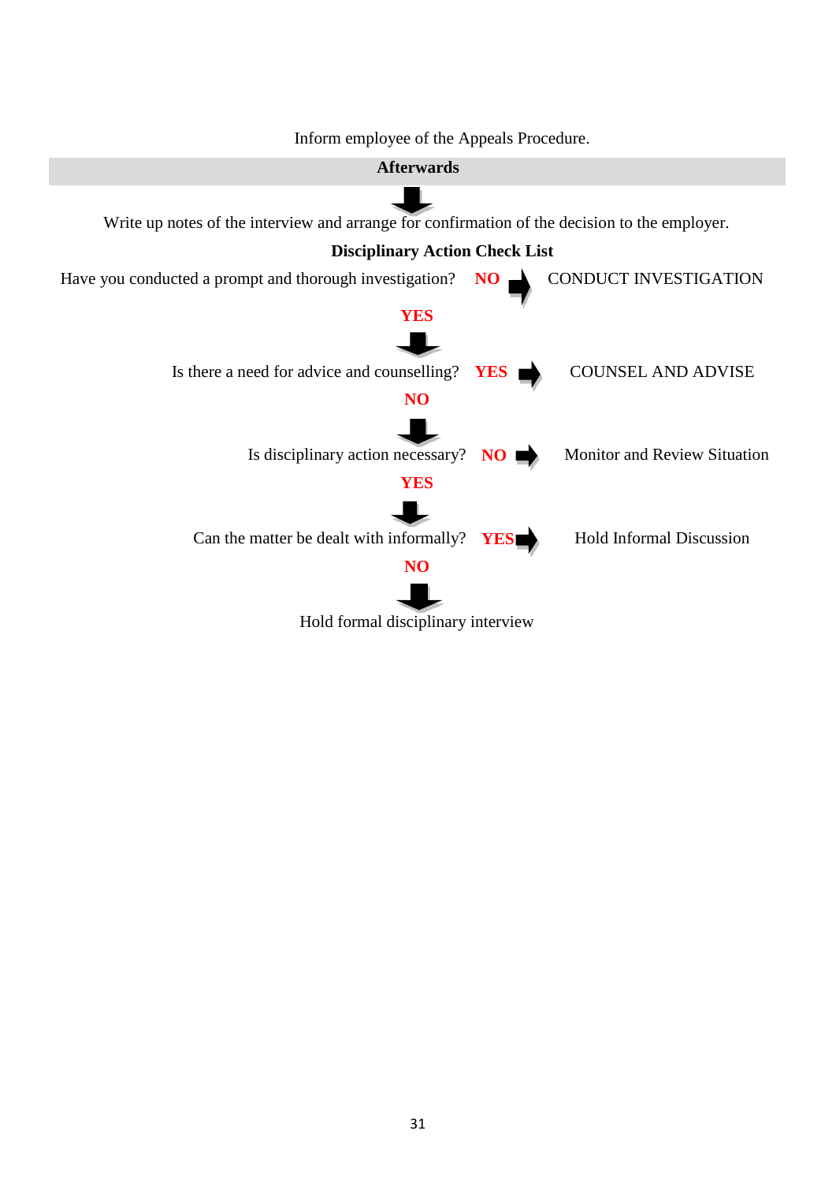Inform employee of the Appeals Procedure.

**Afterwards**

↓

Write up notes of the interview and arrange for confirmation of the decision to the employer.

**Disciplinary Action Check List**

Have you conducted a prompt and thorough investigation? **NO** → CONDUCT INVESTIGATION

**YES**

↓

Is there a need for advice and counselling? **YES** → COUNSEL AND ADVISE

**NO**

↓

Is disciplinary action necessary? **NO** → Monitor and Review Situation

**YES**

↓

Can the matter be dealt with informally? **YES** → Hold Informal Discussion

**NO**

↓

Hold formal disciplinary interview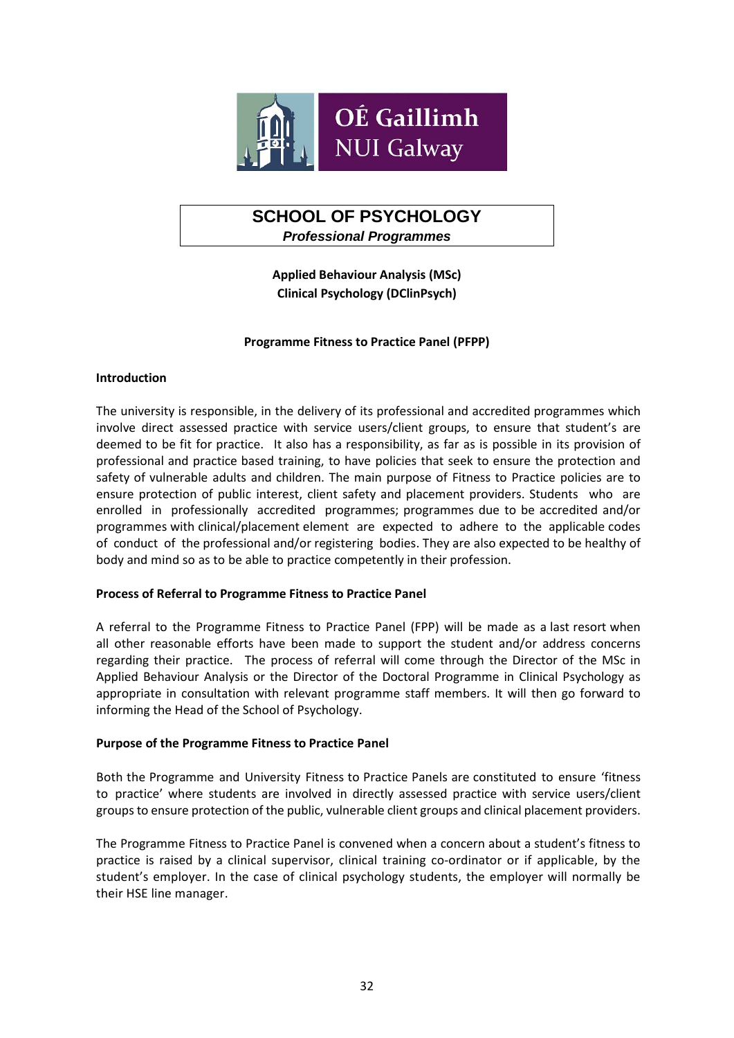OÉ Gaillimh
NUI Galway

# SCHOOL OF PSYCHOLOGY

***Professional Programmes***

**Applied Behaviour Analysis (MSc)**
**Clinical Psychology (DClinPsych)**

## Programme Fitness to Practice Panel (PFPP)

### Introduction

The university is responsible, in the delivery of its professional and accredited programmes which involve direct assessed practice with service users/client groups, to ensure that student's are deemed to be fit for practice. It also has a responsibility, as far as is possible in its provision of professional and practice based training, to have policies that seek to ensure the protection and safety of vulnerable adults and children. The main purpose of Fitness to Practice policies are to ensure protection of public interest, client safety and placement providers. Students who are enrolled in professionally accredited programmes; programmes due to be accredited and/or programmes with clinical/placement element are expected to adhere to the applicable codes of conduct of the professional and/or registering bodies. They are also expected to be healthy of body and mind so as to be able to practice competently in their profession.

### Process of Referral to Programme Fitness to Practice Panel

A referral to the Programme Fitness to Practice Panel (FPP) will be made as a last resort when all other reasonable efforts have been made to support the student and/or address concerns regarding their practice. The process of referral will come through the Director of the MSc in Applied Behaviour Analysis or the Director of the Doctoral Programme in Clinical Psychology as appropriate in consultation with relevant programme staff members. It will then go forward to informing the Head of the School of Psychology.

### Purpose of the Programme Fitness to Practice Panel

Both the Programme and University Fitness to Practice Panels are constituted to ensure 'fitness to practice' where students are involved in directly assessed practice with service users/client groups to ensure protection of the public, vulnerable client groups and clinical placement providers.

The Programme Fitness to Practice Panel is convened when a concern about a student's fitness to practice is raised by a clinical supervisor, clinical training co-ordinator or if applicable, by the student's employer. In the case of clinical psychology students, the employer will normally be their HSE line manager.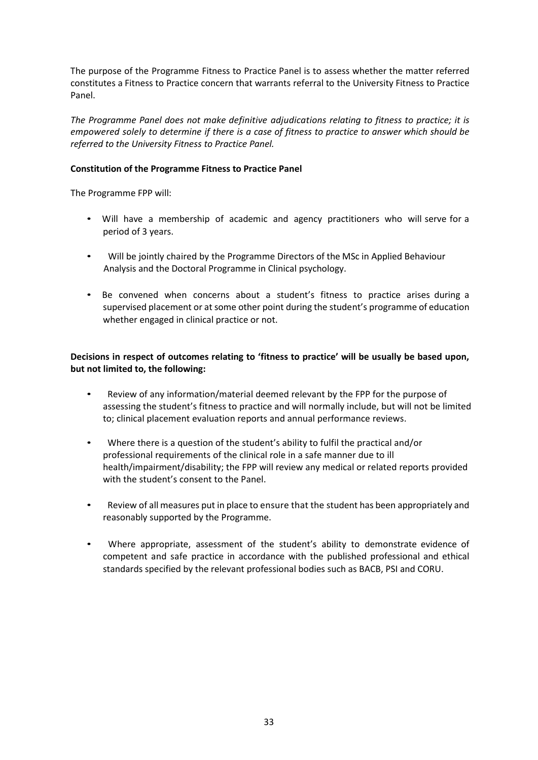The purpose of the Programme Fitness to Practice Panel is to assess whether the matter referred constitutes a Fitness to Practice concern that warrants referral to the University Fitness to Practice Panel.

*The Programme Panel does not make definitive adjudications relating to fitness to practice; it is empowered solely to determine if there is a case of fitness to practice to answer which should be referred to the University Fitness to Practice Panel.*

**Constitution of the Programme Fitness to Practice Panel**

The Programme FPP will:

- Will have a membership of academic and agency practitioners who will serve for a period of 3 years.
- Will be jointly chaired by the Programme Directors of the MSc in Applied Behaviour Analysis and the Doctoral Programme in Clinical psychology.
- Be convened when concerns about a student's fitness to practice arises during a supervised placement or at some other point during the student's programme of education whether engaged in clinical practice or not.

**Decisions in respect of outcomes relating to 'fitness to practice' will be usually be based upon, but not limited to, the following:**

- Review of any information/material deemed relevant by the FPP for the purpose of assessing the student's fitness to practice and will normally include, but will not be limited to; clinical placement evaluation reports and annual performance reviews.
- Where there is a question of the student's ability to fulfil the practical and/or professional requirements of the clinical role in a safe manner due to ill health/impairment/disability; the FPP will review any medical or related reports provided with the student's consent to the Panel.
- Review of all measures put in place to ensure that the student has been appropriately and reasonably supported by the Programme.
- Where appropriate, assessment of the student's ability to demonstrate evidence of competent and safe practice in accordance with the published professional and ethical standards specified by the relevant professional bodies such as BACB, PSI and CORU.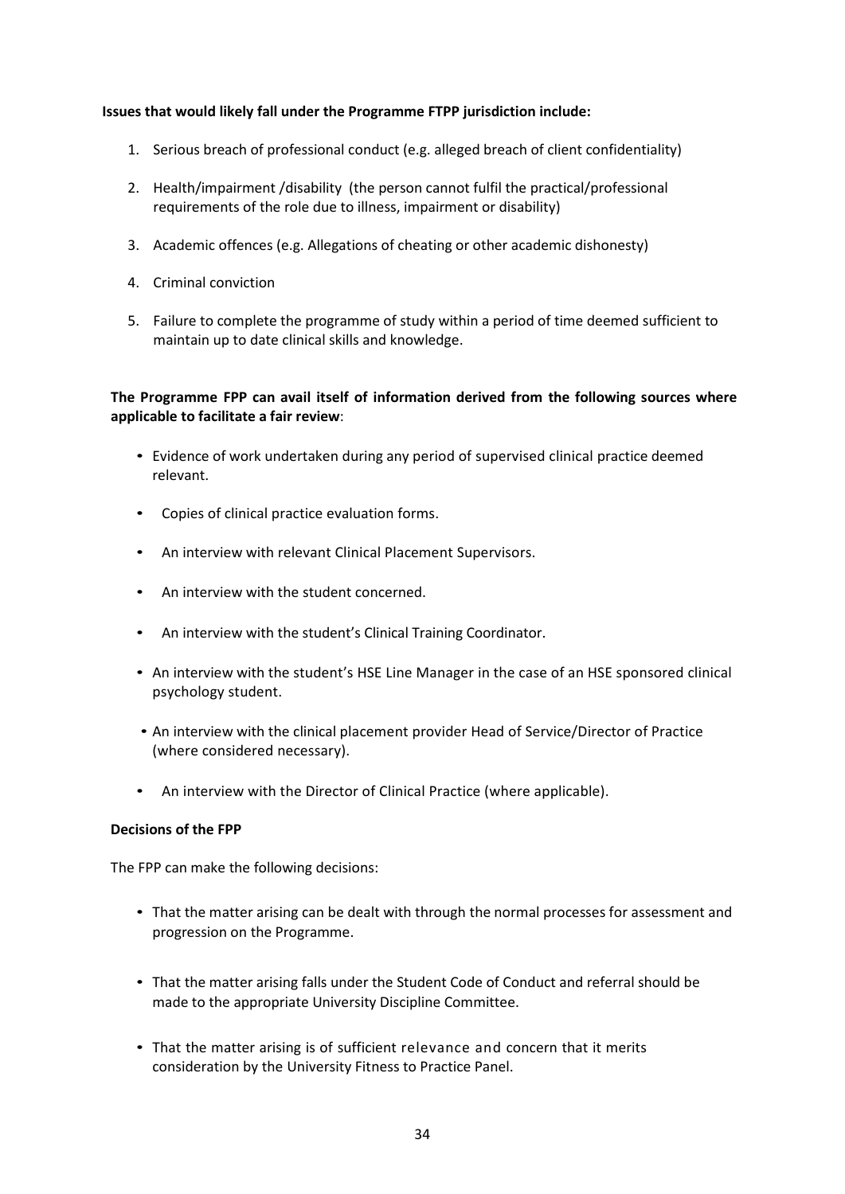**Issues that would likely fall under the Programme FTPP jurisdiction include:**

1. Serious breach of professional conduct (e.g. alleged breach of client confidentiality)
2. Health/impairment /disability (the person cannot fulfil the practical/professional requirements of the role due to illness, impairment or disability)
3. Academic offences (e.g. Allegations of cheating or other academic dishonesty)
4. Criminal conviction
5. Failure to complete the programme of study within a period of time deemed sufficient to maintain up to date clinical skills and knowledge.

**The Programme FPP can avail itself of information derived from the following sources where applicable to facilitate a fair review**:

- Evidence of work undertaken during any period of supervised clinical practice deemed relevant.
- Copies of clinical practice evaluation forms.
- An interview with relevant Clinical Placement Supervisors.
- An interview with the student concerned.
- An interview with the student's Clinical Training Coordinator.
- An interview with the student's HSE Line Manager in the case of an HSE sponsored clinical psychology student.
- An interview with the clinical placement provider Head of Service/Director of Practice (where considered necessary).
- An interview with the Director of Clinical Practice (where applicable).

**Decisions of the FPP**

The FPP can make the following decisions:

- That the matter arising can be dealt with through the normal processes for assessment and progression on the Programme.
- That the matter arising falls under the Student Code of Conduct and referral should be made to the appropriate University Discipline Committee.
- That the matter arising is of sufficient relevance and concern that it merits consideration by the University Fitness to Practice Panel.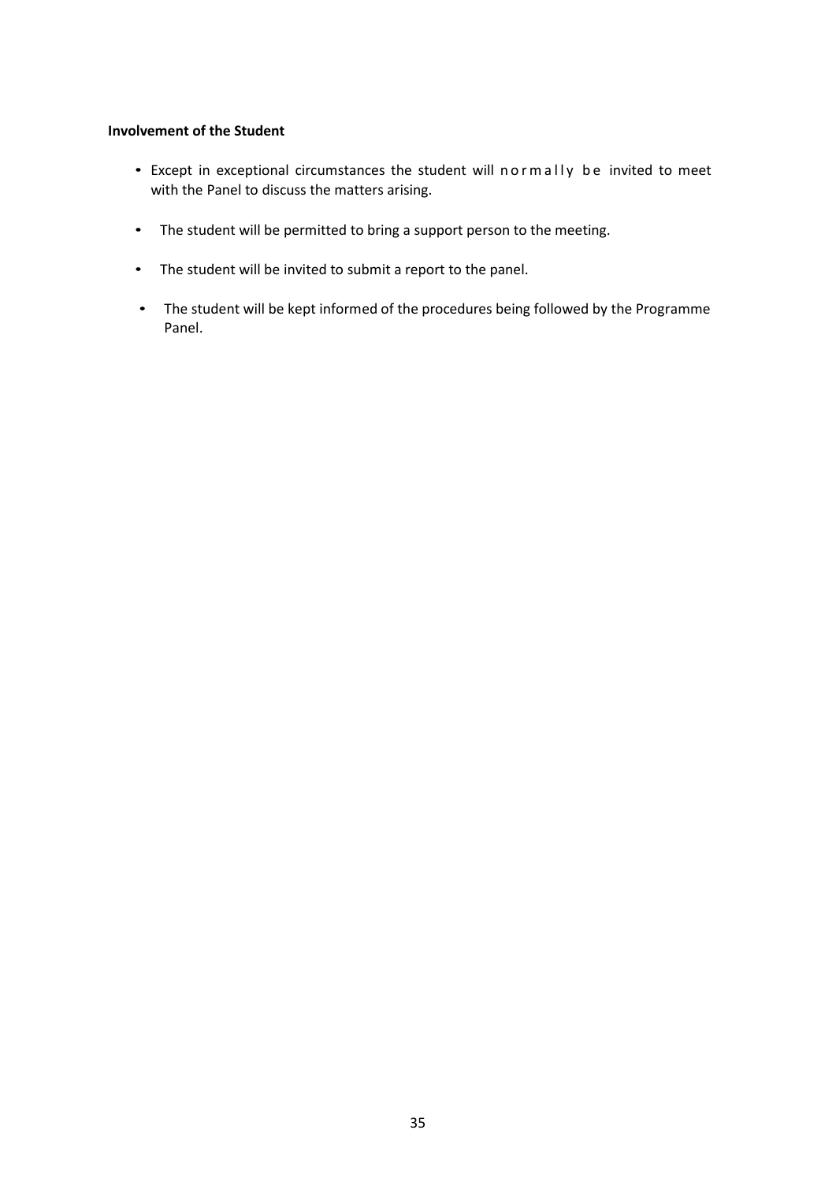**Involvement of the Student**

- Except in exceptional circumstances the student will normally be invited to meet with the Panel to discuss the matters arising.
- The student will be permitted to bring a support person to the meeting.
- The student will be invited to submit a report to the panel.
- The student will be kept informed of the procedures being followed by the Programme Panel.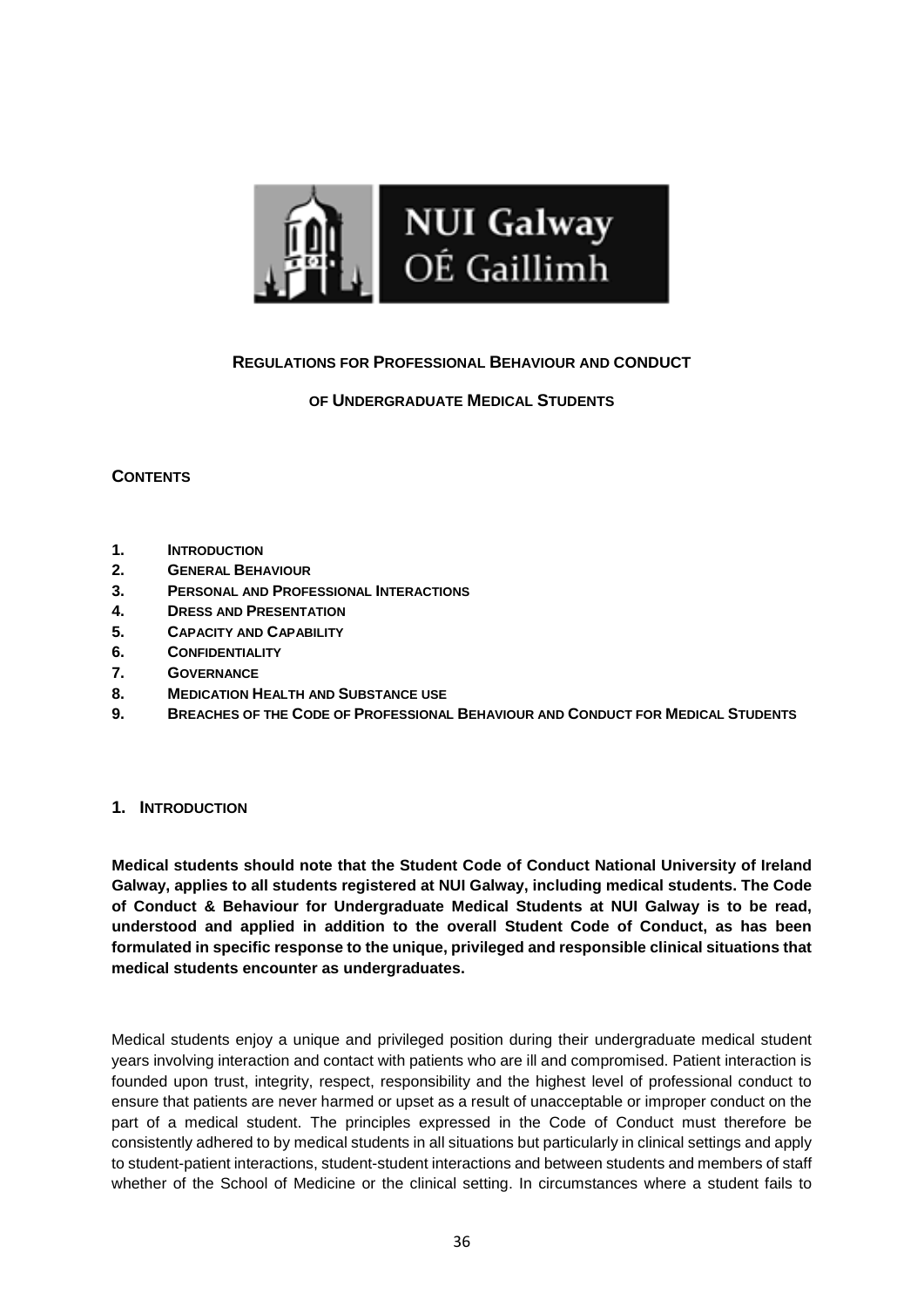**REGULATIONS FOR PROFESSIONAL BEHAVIOUR AND CONDUCT**

**OF UNDERGRADUATE MEDICAL STUDENTS**

**CONTENTS**

1. **INTRODUCTION**
2. **GENERAL BEHAVIOUR**
3. **PERSONAL AND PROFESSIONAL INTERACTIONS**
4. **DRESS AND PRESENTATION**
5. **CAPACITY AND CAPABILITY**
6. **CONFIDENTIALITY**
7. **GOVERNANCE**
8. **MEDICATION HEALTH AND SUBSTANCE USE**
9. **BREACHES OF THE CODE OF PROFESSIONAL BEHAVIOUR AND CONDUCT FOR MEDICAL STUDENTS**

## 1. INTRODUCTION

**Medical students should note that the Student Code of Conduct National University of Ireland Galway, applies to all students registered at NUI Galway, including medical students. The Code of Conduct & Behaviour for Undergraduate Medical Students at NUI Galway is to be read, understood and applied in addition to the overall Student Code of Conduct, as has been formulated in specific response to the unique, privileged and responsible clinical situations that medical students encounter as undergraduates.**

Medical students enjoy a unique and privileged position during their undergraduate medical student years involving interaction and contact with patients who are ill and compromised. Patient interaction is founded upon trust, integrity, respect, responsibility and the highest level of professional conduct to ensure that patients are never harmed or upset as a result of unacceptable or improper conduct on the part of a medical student. The principles expressed in the Code of Conduct must therefore be consistently adhered to by medical students in all situations but particularly in clinical settings and apply to student-patient interactions, student-student interactions and between students and members of staff whether of the School of Medicine or the clinical setting. In circumstances where a student fails to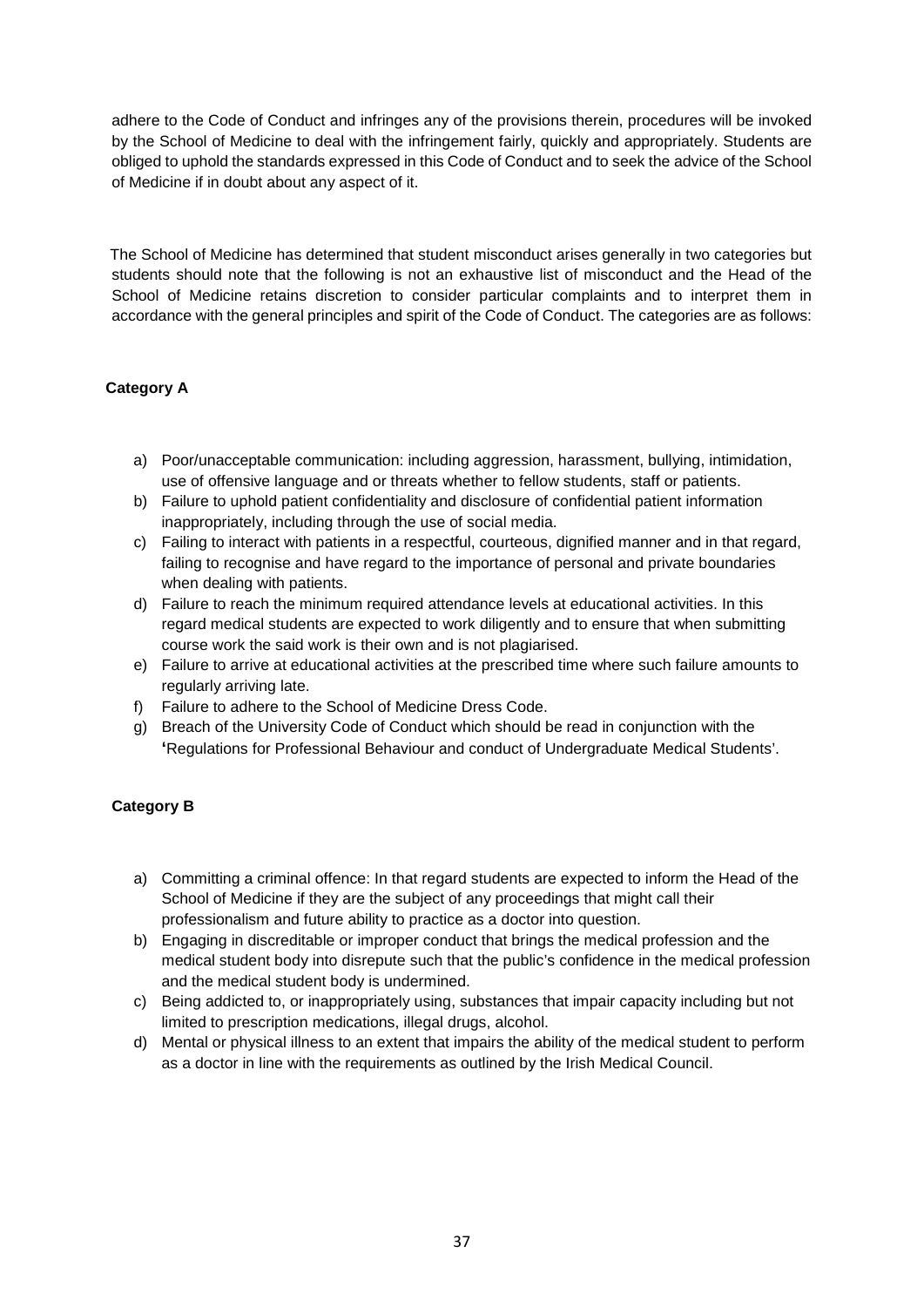adhere to the Code of Conduct and infringes any of the provisions therein, procedures will be invoked by the School of Medicine to deal with the infringement fairly, quickly and appropriately. Students are obliged to uphold the standards expressed in this Code of Conduct and to seek the advice of the School of Medicine if in doubt about any aspect of it.

The School of Medicine has determined that student misconduct arises generally in two categories but students should note that the following is not an exhaustive list of misconduct and the Head of the School of Medicine retains discretion to consider particular complaints and to interpret them in accordance with the general principles and spirit of the Code of Conduct. The categories are as follows:

**Category A**

a) Poor/unacceptable communication: including aggression, harassment, bullying, intimidation, use of offensive language and or threats whether to fellow students, staff or patients.
b) Failure to uphold patient confidentiality and disclosure of confidential patient information inappropriately, including through the use of social media.
c) Failing to interact with patients in a respectful, courteous, dignified manner and in that regard, failing to recognise and have regard to the importance of personal and private boundaries when dealing with patients.
d) Failure to reach the minimum required attendance levels at educational activities. In this regard medical students are expected to work diligently and to ensure that when submitting course work the said work is their own and is not plagiarised.
e) Failure to arrive at educational activities at the prescribed time where such failure amounts to regularly arriving late.
f) Failure to adhere to the School of Medicine Dress Code.
g) Breach of the University Code of Conduct which should be read in conjunction with the 'Regulations for Professional Behaviour and conduct of Undergraduate Medical Students'.

**Category B**

a) Committing a criminal offence: In that regard students are expected to inform the Head of the School of Medicine if they are the subject of any proceedings that might call their professionalism and future ability to practice as a doctor into question.
b) Engaging in discreditable or improper conduct that brings the medical profession and the medical student body into disrepute such that the public's confidence in the medical profession and the medical student body is undermined.
c) Being addicted to, or inappropriately using, substances that impair capacity including but not limited to prescription medications, illegal drugs, alcohol.
d) Mental or physical illness to an extent that impairs the ability of the medical student to perform as a doctor in line with the requirements as outlined by the Irish Medical Council.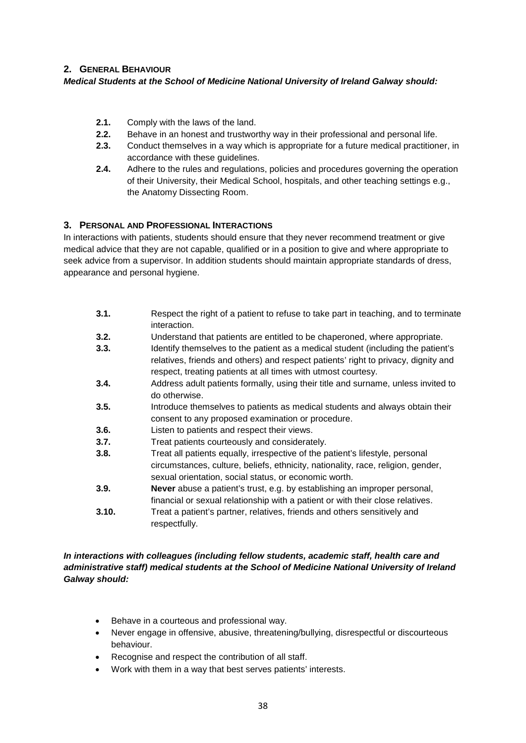## 2. General Behaviour

***Medical Students at the School of Medicine National University of Ireland Galway should:***

- **2.1.** Comply with the laws of the land.
- **2.2.** Behave in an honest and trustworthy way in their professional and personal life.
- **2.3.** Conduct themselves in a way which is appropriate for a future medical practitioner, in accordance with these guidelines.
- **2.4.** Adhere to the rules and regulations, policies and procedures governing the operation of their University, their Medical School, hospitals, and other teaching settings e.g., the Anatomy Dissecting Room.

## 3. Personal and Professional Interactions

In interactions with patients, students should ensure that they never recommend treatment or give medical advice that they are not capable, qualified or in a position to give and where appropriate to seek advice from a supervisor. In addition students should maintain appropriate standards of dress, appearance and personal hygiene.

- **3.1.** Respect the right of a patient to refuse to take part in teaching, and to terminate interaction.
- **3.2.** Understand that patients are entitled to be chaperoned, where appropriate.
- **3.3.** Identify themselves to the patient as a medical student (including the patient's relatives, friends and others) and respect patients' right to privacy, dignity and respect, treating patients at all times with utmost courtesy.
- **3.4.** Address adult patients formally, using their title and surname, unless invited to do otherwise.
- **3.5.** Introduce themselves to patients as medical students and always obtain their consent to any proposed examination or procedure.
- **3.6.** Listen to patients and respect their views.
- **3.7.** Treat patients courteously and considerately.
- **3.8.** Treat all patients equally, irrespective of the patient's lifestyle, personal circumstances, culture, beliefs, ethnicity, nationality, race, religion, gender, sexual orientation, social status, or economic worth.
- **3.9.** **Never** abuse a patient's trust, e.g. by establishing an improper personal, financial or sexual relationship with a patient or with their close relatives.
- **3.10.** Treat a patient's partner, relatives, friends and others sensitively and respectfully.

***In interactions with colleagues (including fellow students, academic staff, health care and administrative staff) medical students at the School of Medicine National University of Ireland Galway should:***

- Behave in a courteous and professional way.
- Never engage in offensive, abusive, threatening/bullying, disrespectful or discourteous behaviour.
- Recognise and respect the contribution of all staff.
- Work with them in a way that best serves patients' interests.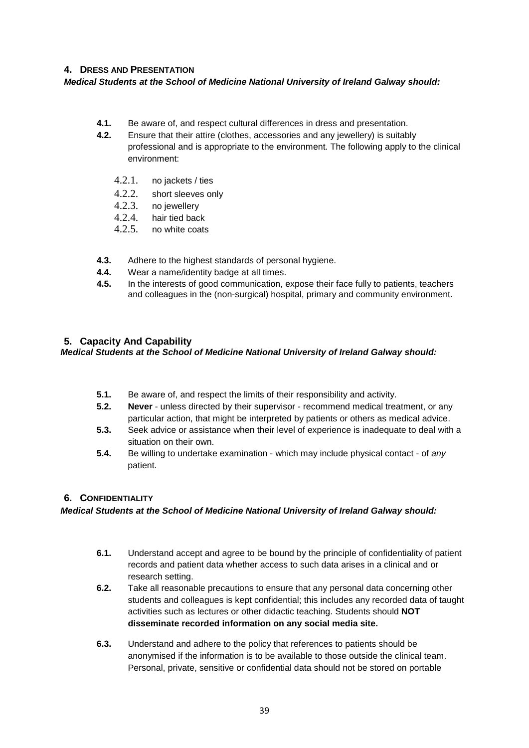## 4. Dress and Presentation

***Medical Students at the School of Medicine National University of Ireland Galway should:***

- **4.1.** Be aware of, and respect cultural differences in dress and presentation.
- **4.2.** Ensure that their attire (clothes, accessories and any jewellery) is suitably professional and is appropriate to the environment. The following apply to the clinical environment:
  - 4.2.1. no jackets / ties
  - 4.2.2. short sleeves only
  - 4.2.3. no jewellery
  - 4.2.4. hair tied back
  - 4.2.5. no white coats
- **4.3.** Adhere to the highest standards of personal hygiene.
- **4.4.** Wear a name/identity badge at all times.
- **4.5.** In the interests of good communication, expose their face fully to patients, teachers and colleagues in the (non-surgical) hospital, primary and community environment.

## 5. Capacity And Capability

***Medical Students at the School of Medicine National University of Ireland Galway should:***

- **5.1.** Be aware of, and respect the limits of their responsibility and activity.
- **5.2.** **Never** - unless directed by their supervisor - recommend medical treatment, or any particular action, that might be interpreted by patients or others as medical advice.
- **5.3.** Seek advice or assistance when their level of experience is inadequate to deal with a situation on their own.
- **5.4.** Be willing to undertake examination - which may include physical contact - of *any* patient.

## 6. Confidentiality

***Medical Students at the School of Medicine National University of Ireland Galway should:***

- **6.1.** Understand accept and agree to be bound by the principle of confidentiality of patient records and patient data whether access to such data arises in a clinical and or research setting.
- **6.2.** Take all reasonable precautions to ensure that any personal data concerning other students and colleagues is kept confidential; this includes any recorded data of taught activities such as lectures or other didactic teaching. Students should **NOT disseminate recorded information on any social media site.**
- **6.3.** Understand and adhere to the policy that references to patients should be anonymised if the information is to be available to those outside the clinical team. Personal, private, sensitive or confidential data should not be stored on portable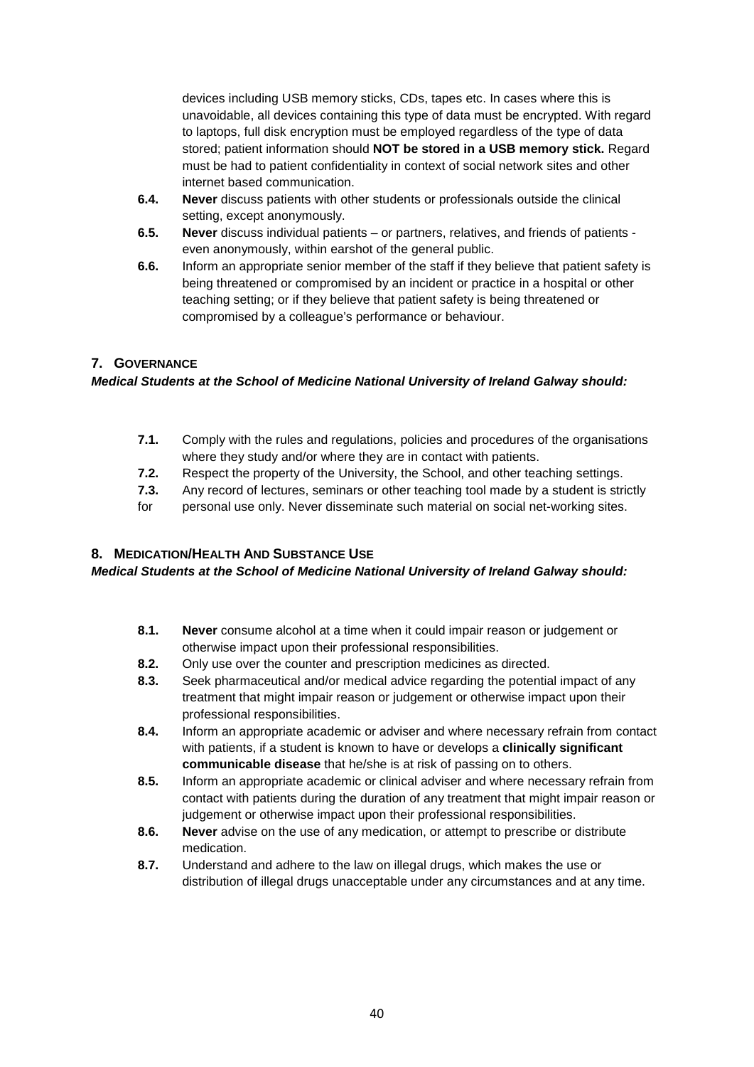devices including USB memory sticks, CDs, tapes etc. In cases where this is unavoidable, all devices containing this type of data must be encrypted. With regard to laptops, full disk encryption must be employed regardless of the type of data stored; patient information should **NOT be stored in a USB memory stick.** Regard must be had to patient confidentiality in context of social network sites and other internet based communication.

**6.4.** **Never** discuss patients with other students or professionals outside the clinical setting, except anonymously.

**6.5.** **Never** discuss individual patients – or partners, relatives, and friends of patients - even anonymously, within earshot of the general public.

**6.6.** Inform an appropriate senior member of the staff if they believe that patient safety is being threatened or compromised by an incident or practice in a hospital or other teaching setting; or if they believe that patient safety is being threatened or compromised by a colleague's performance or behaviour.

## 7. Governance

***Medical Students at the School of Medicine National University of Ireland Galway should:***

**7.1.** Comply with the rules and regulations, policies and procedures of the organisations where they study and/or where they are in contact with patients.

**7.2.** Respect the property of the University, the School, and other teaching settings.

**7.3.** Any record of lectures, seminars or other teaching tool made by a student is strictly for personal use only. Never disseminate such material on social net-working sites.

## 8. Medication/Health And Substance Use

***Medical Students at the School of Medicine National University of Ireland Galway should:***

**8.1.** **Never** consume alcohol at a time when it could impair reason or judgement or otherwise impact upon their professional responsibilities.

**8.2.** Only use over the counter and prescription medicines as directed.

**8.3.** Seek pharmaceutical and/or medical advice regarding the potential impact of any treatment that might impair reason or judgement or otherwise impact upon their professional responsibilities.

**8.4.** Inform an appropriate academic or adviser and where necessary refrain from contact with patients, if a student is known to have or develops a **clinically significant communicable disease** that he/she is at risk of passing on to others.

**8.5.** Inform an appropriate academic or clinical adviser and where necessary refrain from contact with patients during the duration of any treatment that might impair reason or judgement or otherwise impact upon their professional responsibilities.

**8.6.** **Never** advise on the use of any medication, or attempt to prescribe or distribute medication.

**8.7.** Understand and adhere to the law on illegal drugs, which makes the use or distribution of illegal drugs unacceptable under any circumstances and at any time.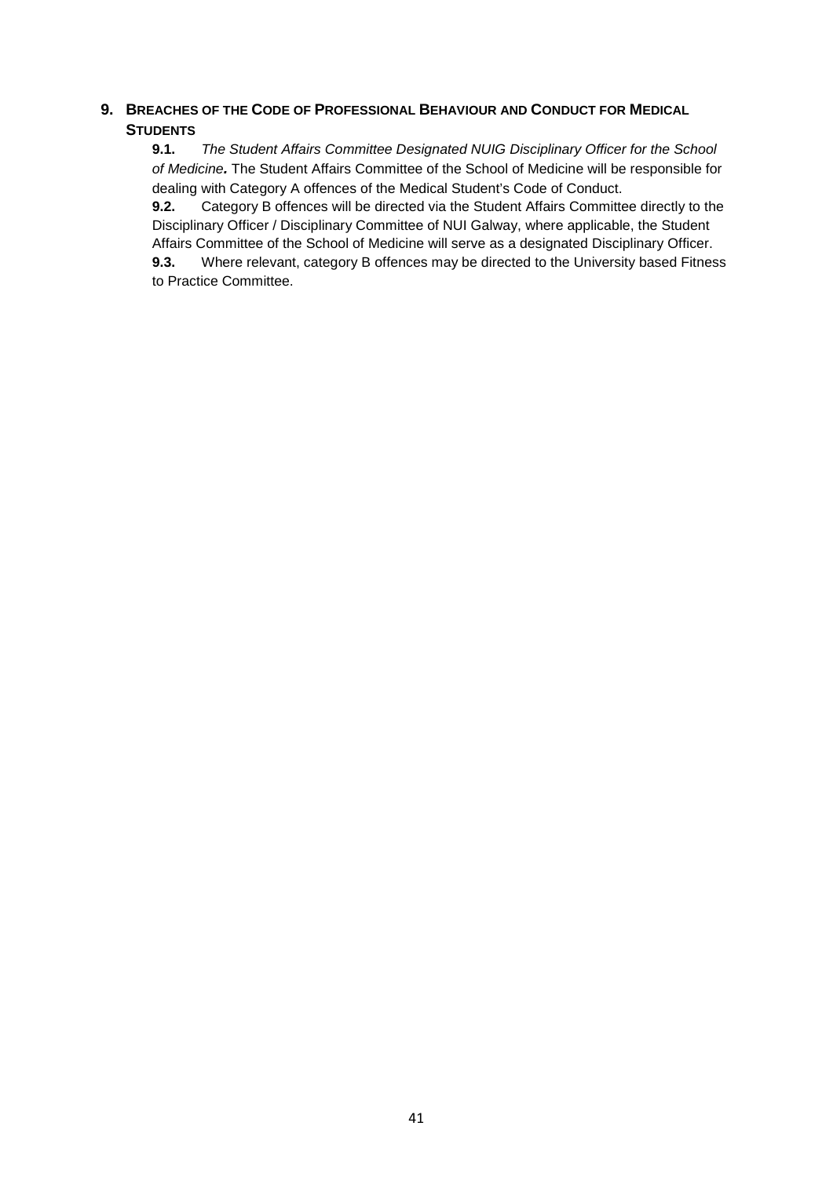## 9. Breaches of the Code of Professional Behaviour and Conduct for Medical Students

**9.1.** *The Student Affairs Committee Designated NUIG Disciplinary Officer for the School of Medicine.* The Student Affairs Committee of the School of Medicine will be responsible for dealing with Category A offences of the Medical Student's Code of Conduct.

**9.2.** Category B offences will be directed via the Student Affairs Committee directly to the Disciplinary Officer / Disciplinary Committee of NUI Galway, where applicable, the Student Affairs Committee of the School of Medicine will serve as a designated Disciplinary Officer.

**9.3.** Where relevant, category B offences may be directed to the University based Fitness to Practice Committee.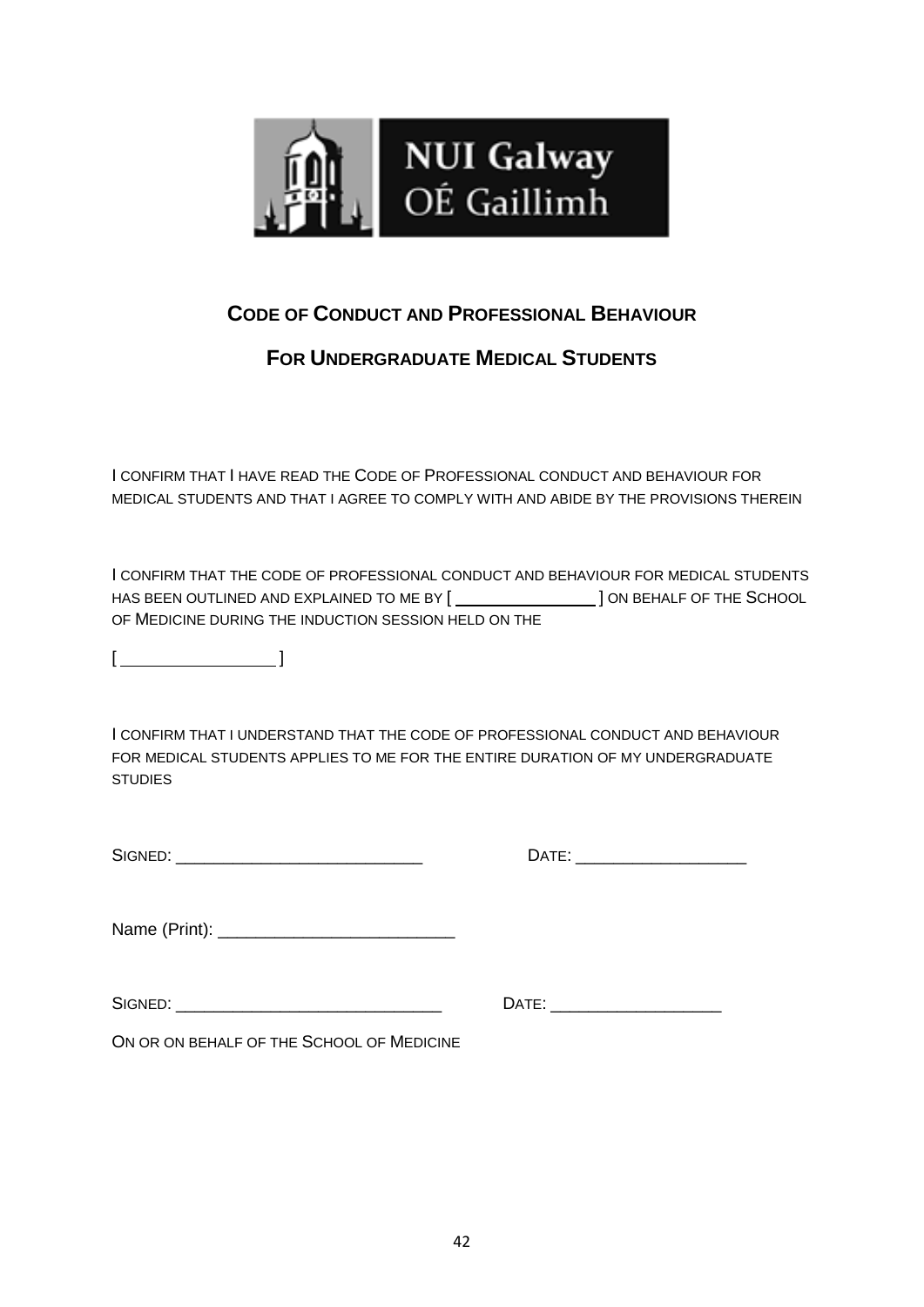NUI Galway
OÉ Gaillimh

# CODE OF CONDUCT AND PROFESSIONAL BEHAVIOUR

# FOR UNDERGRADUATE MEDICAL STUDENTS

I CONFIRM THAT I HAVE READ THE CODE OF PROFESSIONAL CONDUCT AND BEHAVIOUR FOR MEDICAL STUDENTS AND THAT I AGREE TO COMPLY WITH AND ABIDE BY THE PROVISIONS THEREIN

I CONFIRM THAT THE CODE OF PROFESSIONAL CONDUCT AND BEHAVIOUR FOR MEDICAL STUDENTS HAS BEEN OUTLINED AND EXPLAINED TO ME BY [ ________________ ] ON BEHALF OF THE SCHOOL OF MEDICINE DURING THE INDUCTION SESSION HELD ON THE

[ ________________ ]

I CONFIRM THAT I UNDERSTAND THAT THE CODE OF PROFESSIONAL CONDUCT AND BEHAVIOUR FOR MEDICAL STUDENTS APPLIES TO ME FOR THE ENTIRE DURATION OF MY UNDERGRADUATE STUDIES

SIGNED: ___________________________ DATE: __________________

Name (Print): _________________________

SIGNED: _____________________________ DATE: __________________

ON OR ON BEHALF OF THE SCHOOL OF MEDICINE